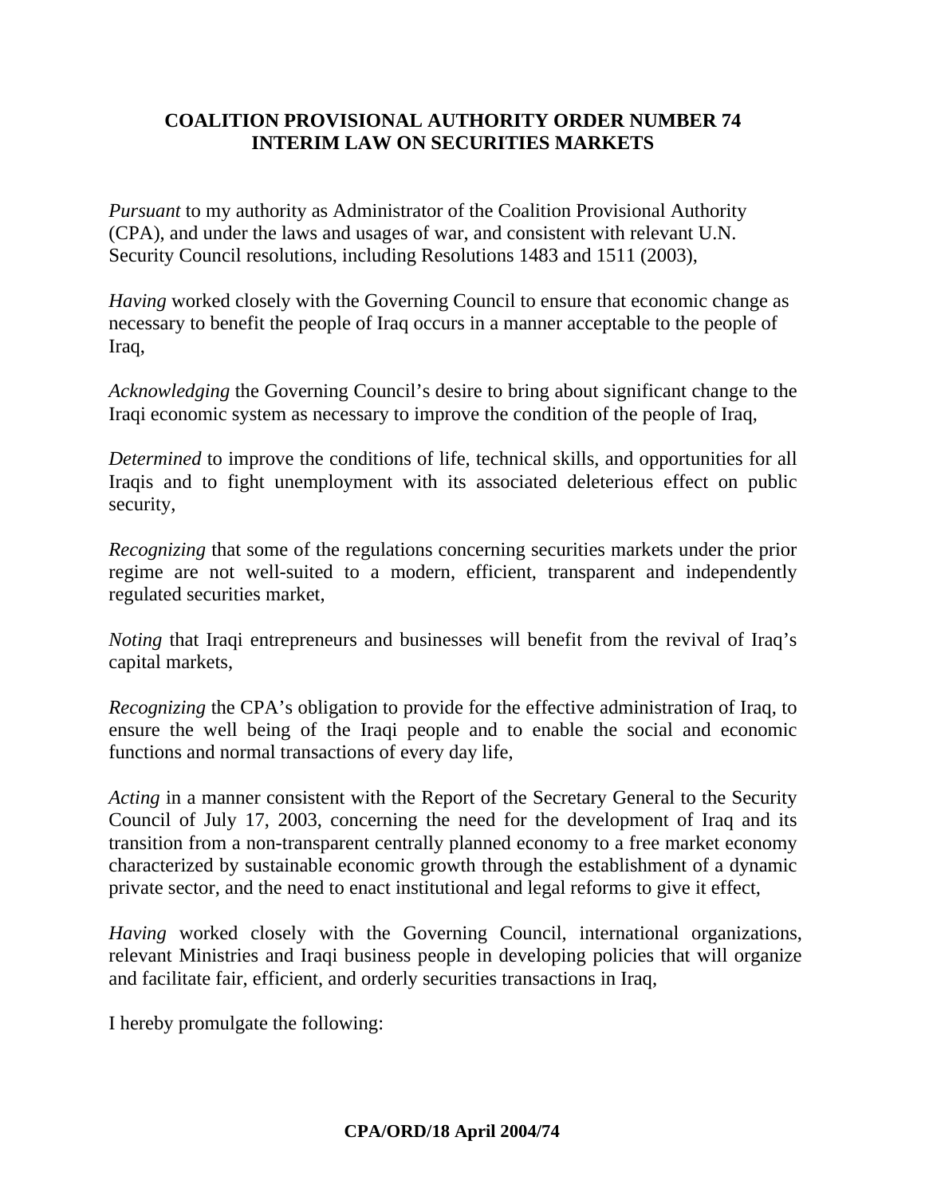# COALITION PROVISIONAL AUTHORITY ORDER NUMBER 74
# INTERIM LAW ON SECURITIES MARKETS

*Pursuant* to my authority as Administrator of the Coalition Provisional Authority (CPA), and under the laws and usages of war, and consistent with relevant U.N. Security Council resolutions, including Resolutions 1483 and 1511 (2003),

*Having* worked closely with the Governing Council to ensure that economic change as necessary to benefit the people of Iraq occurs in a manner acceptable to the people of Iraq,

*Acknowledging* the Governing Council's desire to bring about significant change to the Iraqi economic system as necessary to improve the condition of the people of Iraq,

*Determined* to improve the conditions of life, technical skills, and opportunities for all Iraqis and to fight unemployment with its associated deleterious effect on public security,

*Recognizing* that some of the regulations concerning securities markets under the prior regime are not well-suited to a modern, efficient, transparent and independently regulated securities market,

*Noting* that Iraqi entrepreneurs and businesses will benefit from the revival of Iraq's capital markets,

*Recognizing* the CPA's obligation to provide for the effective administration of Iraq, to ensure the well being of the Iraqi people and to enable the social and economic functions and normal transactions of every day life,

*Acting* in a manner consistent with the Report of the Secretary General to the Security Council of July 17, 2003, concerning the need for the development of Iraq and its transition from a non-transparent centrally planned economy to a free market economy characterized by sustainable economic growth through the establishment of a dynamic private sector, and the need to enact institutional and legal reforms to give it effect,

*Having* worked closely with the Governing Council, international organizations, relevant Ministries and Iraqi business people in developing policies that will organize and facilitate fair, efficient, and orderly securities transactions in Iraq,

I hereby promulgate the following: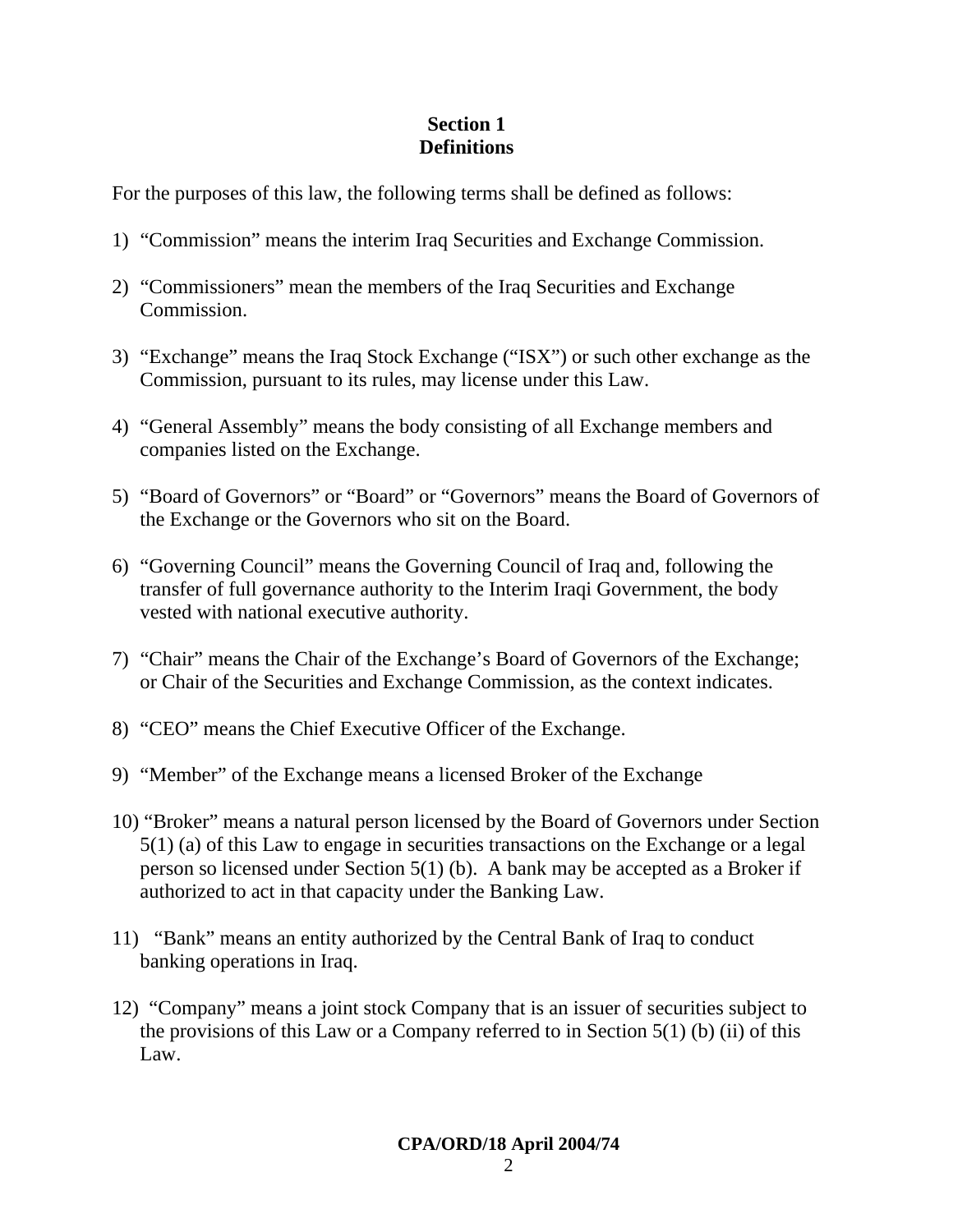## Section 1
## Definitions

For the purposes of this law, the following terms shall be defined as follows:

1) "Commission" means the interim Iraq Securities and Exchange Commission.

2) "Commissioners" mean the members of the Iraq Securities and Exchange Commission.

3) "Exchange" means the Iraq Stock Exchange ("ISX") or such other exchange as the Commission, pursuant to its rules, may license under this Law.

4) "General Assembly" means the body consisting of all Exchange members and companies listed on the Exchange.

5) "Board of Governors" or "Board" or "Governors" means the Board of Governors of the Exchange or the Governors who sit on the Board.

6) "Governing Council" means the Governing Council of Iraq and, following the transfer of full governance authority to the Interim Iraqi Government, the body vested with national executive authority.

7) "Chair" means the Chair of the Exchange's Board of Governors of the Exchange; or Chair of the Securities and Exchange Commission, as the context indicates.

8) "CEO" means the Chief Executive Officer of the Exchange.

9) "Member" of the Exchange means a licensed Broker of the Exchange

10) "Broker" means a natural person licensed by the Board of Governors under Section 5(1) (a) of this Law to engage in securities transactions on the Exchange or a legal person so licensed under Section 5(1) (b). A bank may be accepted as a Broker if authorized to act in that capacity under the Banking Law.

11) "Bank" means an entity authorized by the Central Bank of Iraq to conduct banking operations in Iraq.

12) "Company" means a joint stock Company that is an issuer of securities subject to the provisions of this Law or a Company referred to in Section 5(1) (b) (ii) of this Law.

**CPA/ORD/18 April 2004/74**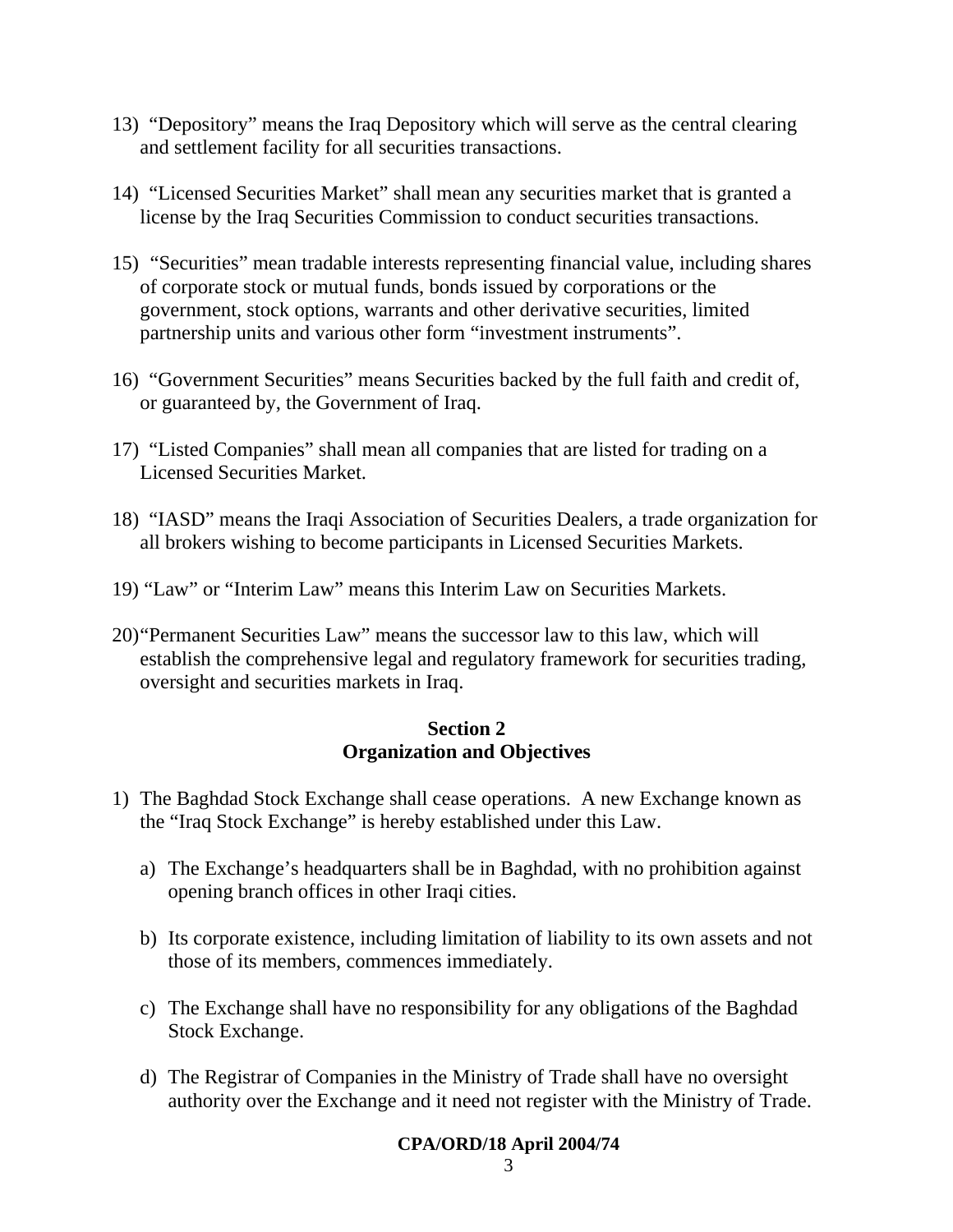13) "Depository" means the Iraq Depository which will serve as the central clearing and settlement facility for all securities transactions.

14) "Licensed Securities Market" shall mean any securities market that is granted a license by the Iraq Securities Commission to conduct securities transactions.

15) "Securities" mean tradable interests representing financial value, including shares of corporate stock or mutual funds, bonds issued by corporations or the government, stock options, warrants and other derivative securities, limited partnership units and various other form "investment instruments".

16) "Government Securities" means Securities backed by the full faith and credit of, or guaranteed by, the Government of Iraq.

17) "Listed Companies" shall mean all companies that are listed for trading on a Licensed Securities Market.

18) "IASD" means the Iraqi Association of Securities Dealers, a trade organization for all brokers wishing to become participants in Licensed Securities Markets.

19) "Law" or "Interim Law" means this Interim Law on Securities Markets.

20) "Permanent Securities Law" means the successor law to this law, which will establish the comprehensive legal and regulatory framework for securities trading, oversight and securities markets in Iraq.

## Section 2
## Organization and Objectives

1) The Baghdad Stock Exchange shall cease operations. A new Exchange known as the "Iraq Stock Exchange" is hereby established under this Law.

   a) The Exchange's headquarters shall be in Baghdad, with no prohibition against opening branch offices in other Iraqi cities.

   b) Its corporate existence, including limitation of liability to its own assets and not those of its members, commences immediately.

   c) The Exchange shall have no responsibility for any obligations of the Baghdad Stock Exchange.

   d) The Registrar of Companies in the Ministry of Trade shall have no oversight authority over the Exchange and it need not register with the Ministry of Trade.

**CPA/ORD/18 April 2004/74**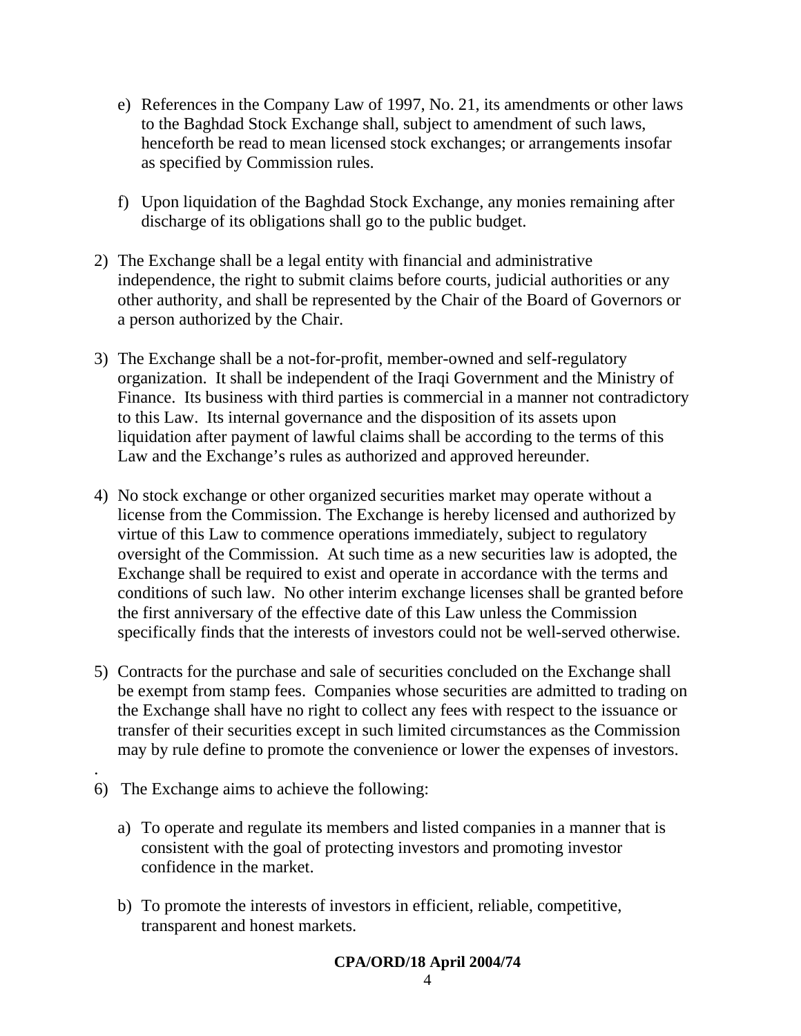e) References in the Company Law of 1997, No. 21, its amendments or other laws to the Baghdad Stock Exchange shall, subject to amendment of such laws, henceforth be read to mean licensed stock exchanges; or arrangements insofar as specified by Commission rules.

f) Upon liquidation of the Baghdad Stock Exchange, any monies remaining after discharge of its obligations shall go to the public budget.

2) The Exchange shall be a legal entity with financial and administrative independence, the right to submit claims before courts, judicial authorities or any other authority, and shall be represented by the Chair of the Board of Governors or a person authorized by the Chair.

3) The Exchange shall be a not-for-profit, member-owned and self-regulatory organization. It shall be independent of the Iraqi Government and the Ministry of Finance. Its business with third parties is commercial in a manner not contradictory to this Law. Its internal governance and the disposition of its assets upon liquidation after payment of lawful claims shall be according to the terms of this Law and the Exchange's rules as authorized and approved hereunder.

4) No stock exchange or other organized securities market may operate without a license from the Commission. The Exchange is hereby licensed and authorized by virtue of this Law to commence operations immediately, subject to regulatory oversight of the Commission. At such time as a new securities law is adopted, the Exchange shall be required to exist and operate in accordance with the terms and conditions of such law. No other interim exchange licenses shall be granted before the first anniversary of the effective date of this Law unless the Commission specifically finds that the interests of investors could not be well-served otherwise.

5) Contracts for the purchase and sale of securities concluded on the Exchange shall be exempt from stamp fees. Companies whose securities are admitted to trading on the Exchange shall have no right to collect any fees with respect to the issuance or transfer of their securities except in such limited circumstances as the Commission may by rule define to promote the convenience or lower the expenses of investors.

6) The Exchange aims to achieve the following:

a) To operate and regulate its members and listed companies in a manner that is consistent with the goal of protecting investors and promoting investor confidence in the market.

b) To promote the interests of investors in efficient, reliable, competitive, transparent and honest markets.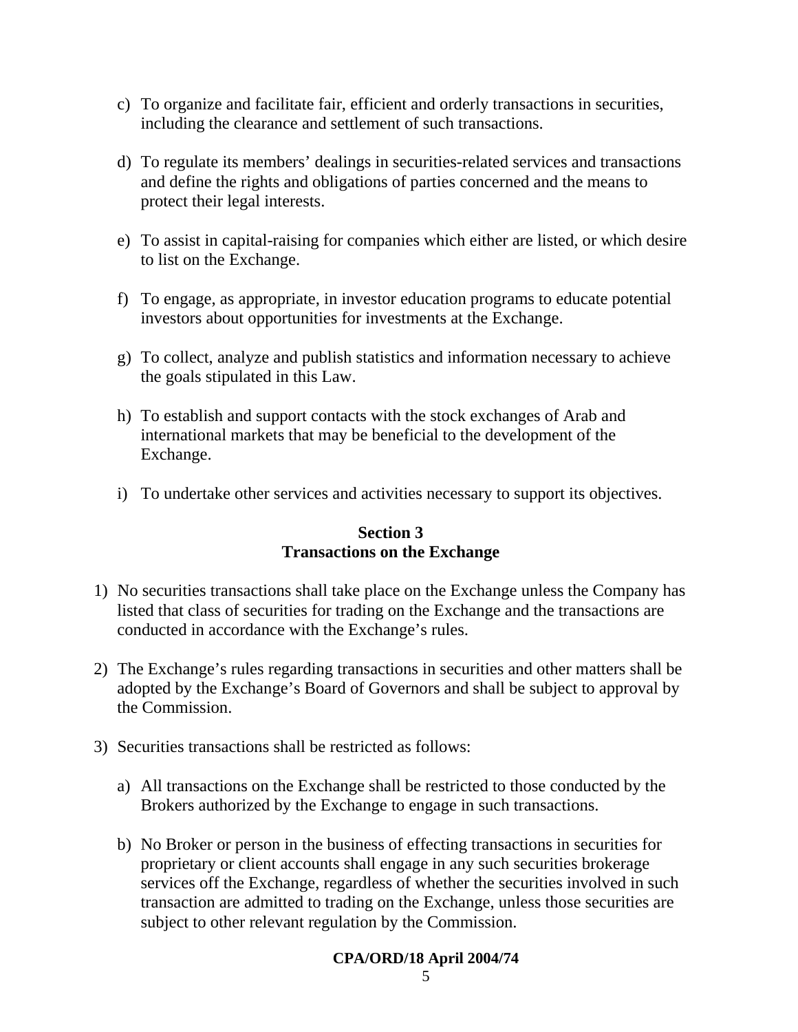c) To organize and facilitate fair, efficient and orderly transactions in securities, including the clearance and settlement of such transactions.

d) To regulate its members' dealings in securities-related services and transactions and define the rights and obligations of parties concerned and the means to protect their legal interests.

e) To assist in capital-raising for companies which either are listed, or which desire to list on the Exchange.

f) To engage, as appropriate, in investor education programs to educate potential investors about opportunities for investments at the Exchange.

g) To collect, analyze and publish statistics and information necessary to achieve the goals stipulated in this Law.

h) To establish and support contacts with the stock exchanges of Arab and international markets that may be beneficial to the development of the Exchange.

i) To undertake other services and activities necessary to support its objectives.

## Section 3
## Transactions on the Exchange

1) No securities transactions shall take place on the Exchange unless the Company has listed that class of securities for trading on the Exchange and the transactions are conducted in accordance with the Exchange's rules.

2) The Exchange's rules regarding transactions in securities and other matters shall be adopted by the Exchange's Board of Governors and shall be subject to approval by the Commission.

3) Securities transactions shall be restricted as follows:

   a) All transactions on the Exchange shall be restricted to those conducted by the Brokers authorized by the Exchange to engage in such transactions.

   b) No Broker or person in the business of effecting transactions in securities for proprietary or client accounts shall engage in any such securities brokerage services off the Exchange, regardless of whether the securities involved in such transaction are admitted to trading on the Exchange, unless those securities are subject to other relevant regulation by the Commission.

**CPA/ORD/18 April 2004/74**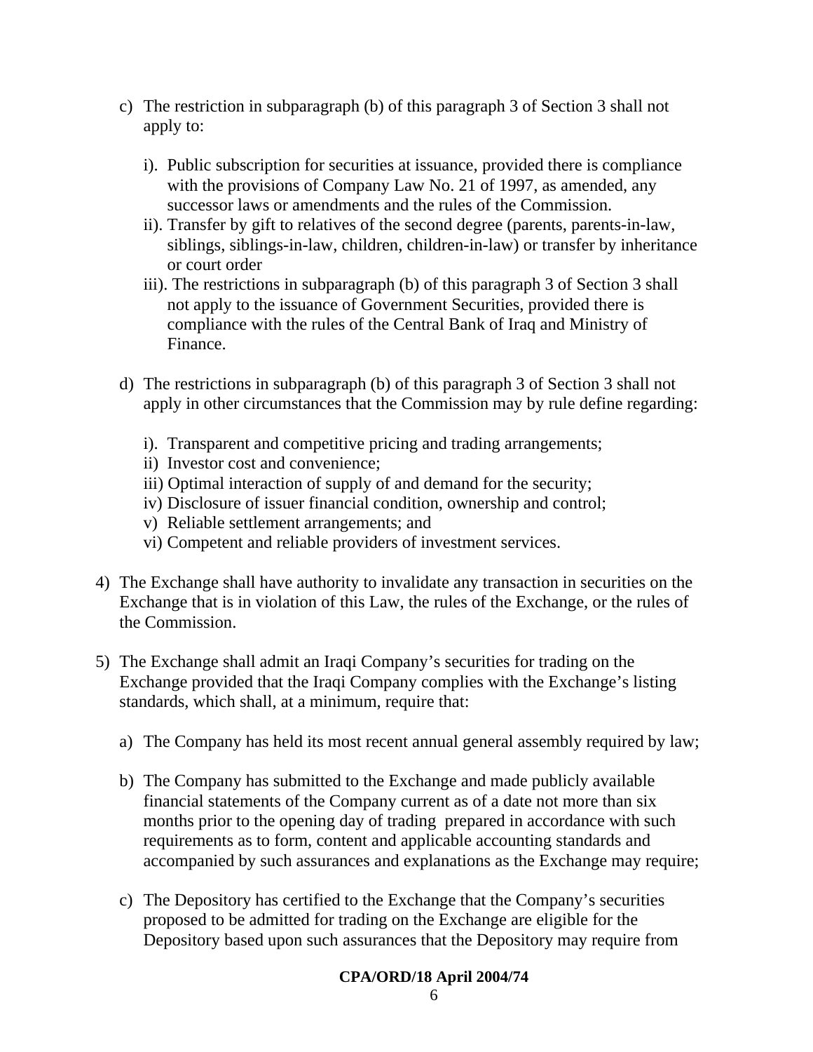c) The restriction in subparagraph (b) of this paragraph 3 of Section 3 shall not apply to:

   i). Public subscription for securities at issuance, provided there is compliance with the provisions of Company Law No. 21 of 1997, as amended, any successor laws or amendments and the rules of the Commission.
   ii). Transfer by gift to relatives of the second degree (parents, parents-in-law, siblings, siblings-in-law, children, children-in-law) or transfer by inheritance or court order
   iii). The restrictions in subparagraph (b) of this paragraph 3 of Section 3 shall not apply to the issuance of Government Securities, provided there is compliance with the rules of the Central Bank of Iraq and Ministry of Finance.

d) The restrictions in subparagraph (b) of this paragraph 3 of Section 3 shall not apply in other circumstances that the Commission may by rule define regarding:

   i). Transparent and competitive pricing and trading arrangements;
   ii) Investor cost and convenience;
   iii) Optimal interaction of supply of and demand for the security;
   iv) Disclosure of issuer financial condition, ownership and control;
   v) Reliable settlement arrangements; and
   vi) Competent and reliable providers of investment services.

4) The Exchange shall have authority to invalidate any transaction in securities on the Exchange that is in violation of this Law, the rules of the Exchange, or the rules of the Commission.

5) The Exchange shall admit an Iraqi Company's securities for trading on the Exchange provided that the Iraqi Company complies with the Exchange's listing standards, which shall, at a minimum, require that:

   a) The Company has held its most recent annual general assembly required by law;

   b) The Company has submitted to the Exchange and made publicly available financial statements of the Company current as of a date not more than six months prior to the opening day of trading prepared in accordance with such requirements as to form, content and applicable accounting standards and accompanied by such assurances and explanations as the Exchange may require;

   c) The Depository has certified to the Exchange that the Company's securities proposed to be admitted for trading on the Exchange are eligible for the Depository based upon such assurances that the Depository may require from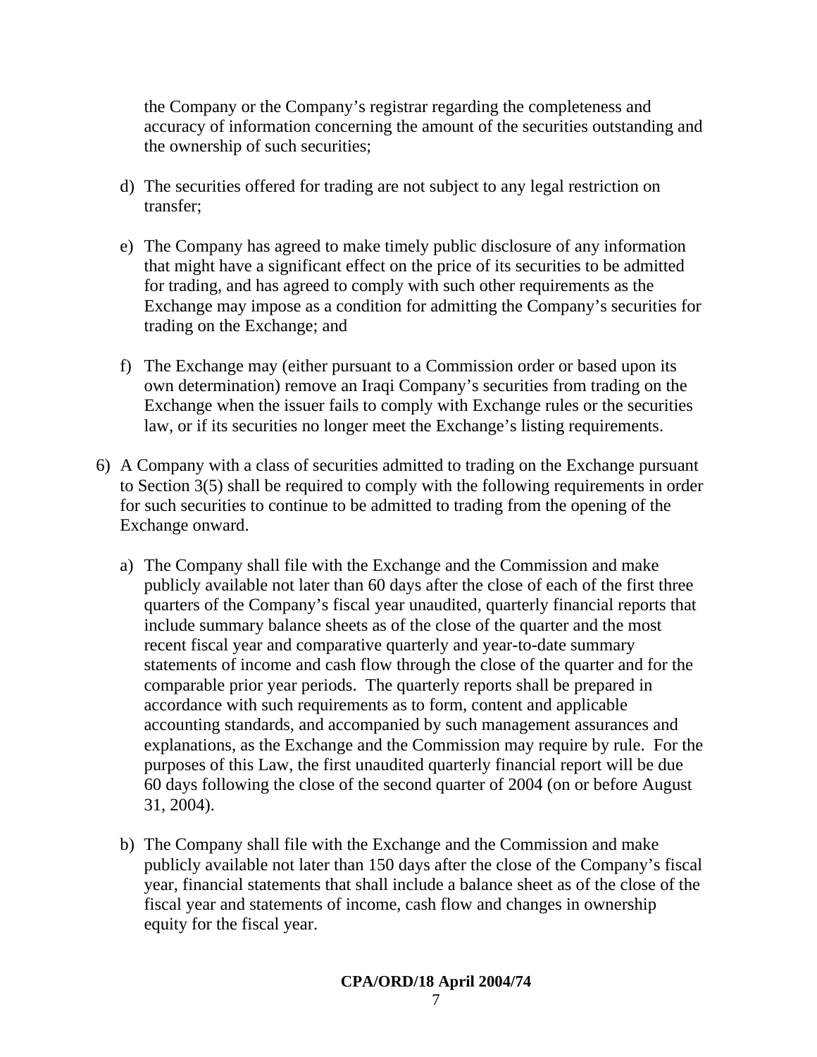the Company or the Company's registrar regarding the completeness and accuracy of information concerning the amount of the securities outstanding and the ownership of such securities;

d) The securities offered for trading are not subject to any legal restriction on transfer;

e) The Company has agreed to make timely public disclosure of any information that might have a significant effect on the price of its securities to be admitted for trading, and has agreed to comply with such other requirements as the Exchange may impose as a condition for admitting the Company's securities for trading on the Exchange; and

f) The Exchange may (either pursuant to a Commission order or based upon its own determination) remove an Iraqi Company's securities from trading on the Exchange when the issuer fails to comply with Exchange rules or the securities law, or if its securities no longer meet the Exchange's listing requirements.

6) A Company with a class of securities admitted to trading on the Exchange pursuant to Section 3(5) shall be required to comply with the following requirements in order for such securities to continue to be admitted to trading from the opening of the Exchange onward.

   a) The Company shall file with the Exchange and the Commission and make publicly available not later than 60 days after the close of each of the first three quarters of the Company's fiscal year unaudited, quarterly financial reports that include summary balance sheets as of the close of the quarter and the most recent fiscal year and comparative quarterly and year-to-date summary statements of income and cash flow through the close of the quarter and for the comparable prior year periods. The quarterly reports shall be prepared in accordance with such requirements as to form, content and applicable accounting standards, and accompanied by such management assurances and explanations, as the Exchange and the Commission may require by rule. For the purposes of this Law, the first unaudited quarterly financial report will be due 60 days following the close of the second quarter of 2004 (on or before August 31, 2004).

   b) The Company shall file with the Exchange and the Commission and make publicly available not later than 150 days after the close of the Company's fiscal year, financial statements that shall include a balance sheet as of the close of the fiscal year and statements of income, cash flow and changes in ownership equity for the fiscal year.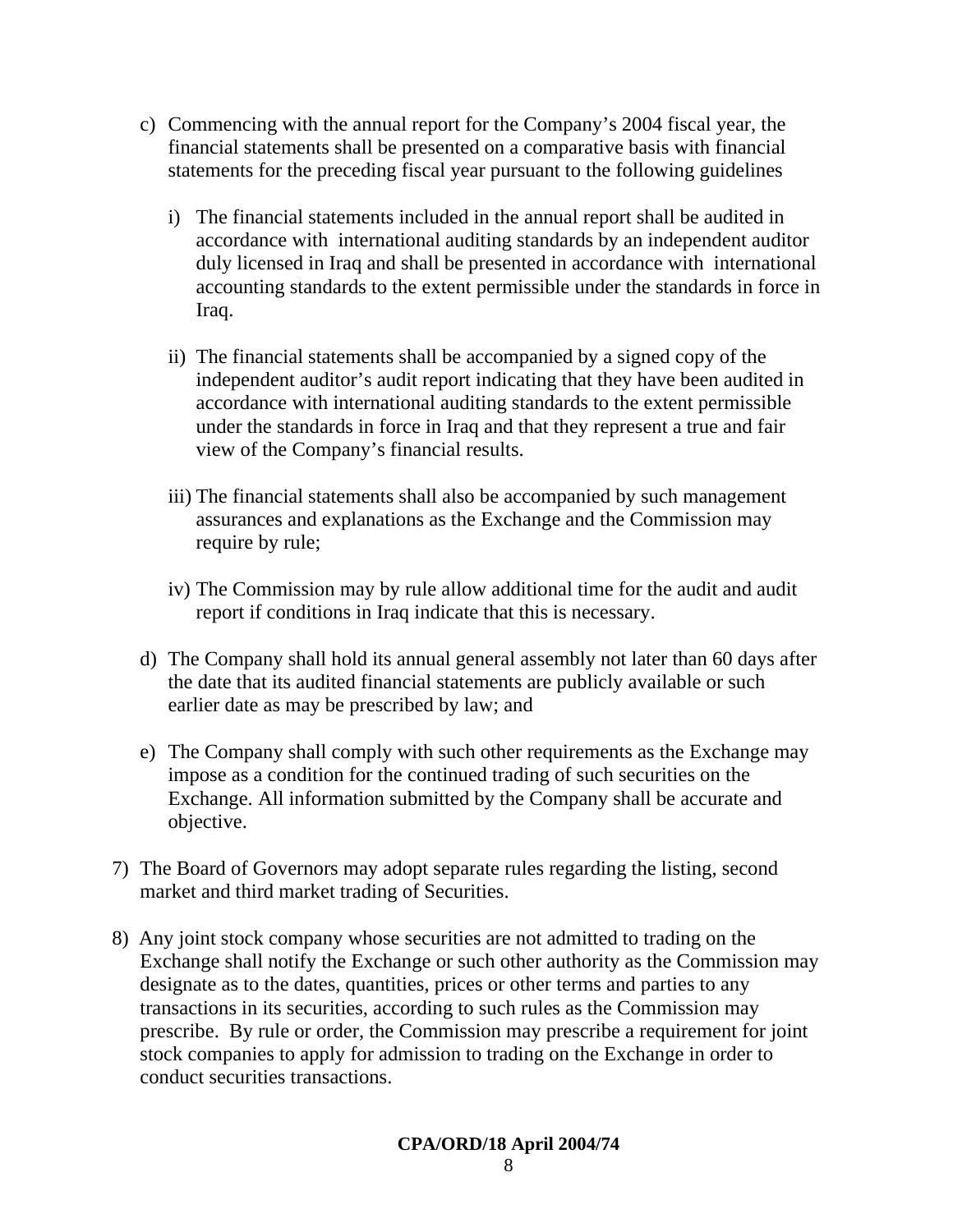c) Commencing with the annual report for the Company's 2004 fiscal year, the financial statements shall be presented on a comparative basis with financial statements for the preceding fiscal year pursuant to the following guidelines

   i) The financial statements included in the annual report shall be audited in accordance with international auditing standards by an independent auditor duly licensed in Iraq and shall be presented in accordance with international accounting standards to the extent permissible under the standards in force in Iraq.

   ii) The financial statements shall be accompanied by a signed copy of the independent auditor's audit report indicating that they have been audited in accordance with international auditing standards to the extent permissible under the standards in force in Iraq and that they represent a true and fair view of the Company's financial results.

   iii) The financial statements shall also be accompanied by such management assurances and explanations as the Exchange and the Commission may require by rule;

   iv) The Commission may by rule allow additional time for the audit and audit report if conditions in Iraq indicate that this is necessary.

d) The Company shall hold its annual general assembly not later than 60 days after the date that its audited financial statements are publicly available or such earlier date as may be prescribed by law; and

e) The Company shall comply with such other requirements as the Exchange may impose as a condition for the continued trading of such securities on the Exchange. All information submitted by the Company shall be accurate and objective.

7) The Board of Governors may adopt separate rules regarding the listing, second market and third market trading of Securities.

8) Any joint stock company whose securities are not admitted to trading on the Exchange shall notify the Exchange or such other authority as the Commission may designate as to the dates, quantities, prices or other terms and parties to any transactions in its securities, according to such rules as the Commission may prescribe. By rule or order, the Commission may prescribe a requirement for joint stock companies to apply for admission to trading on the Exchange in order to conduct securities transactions.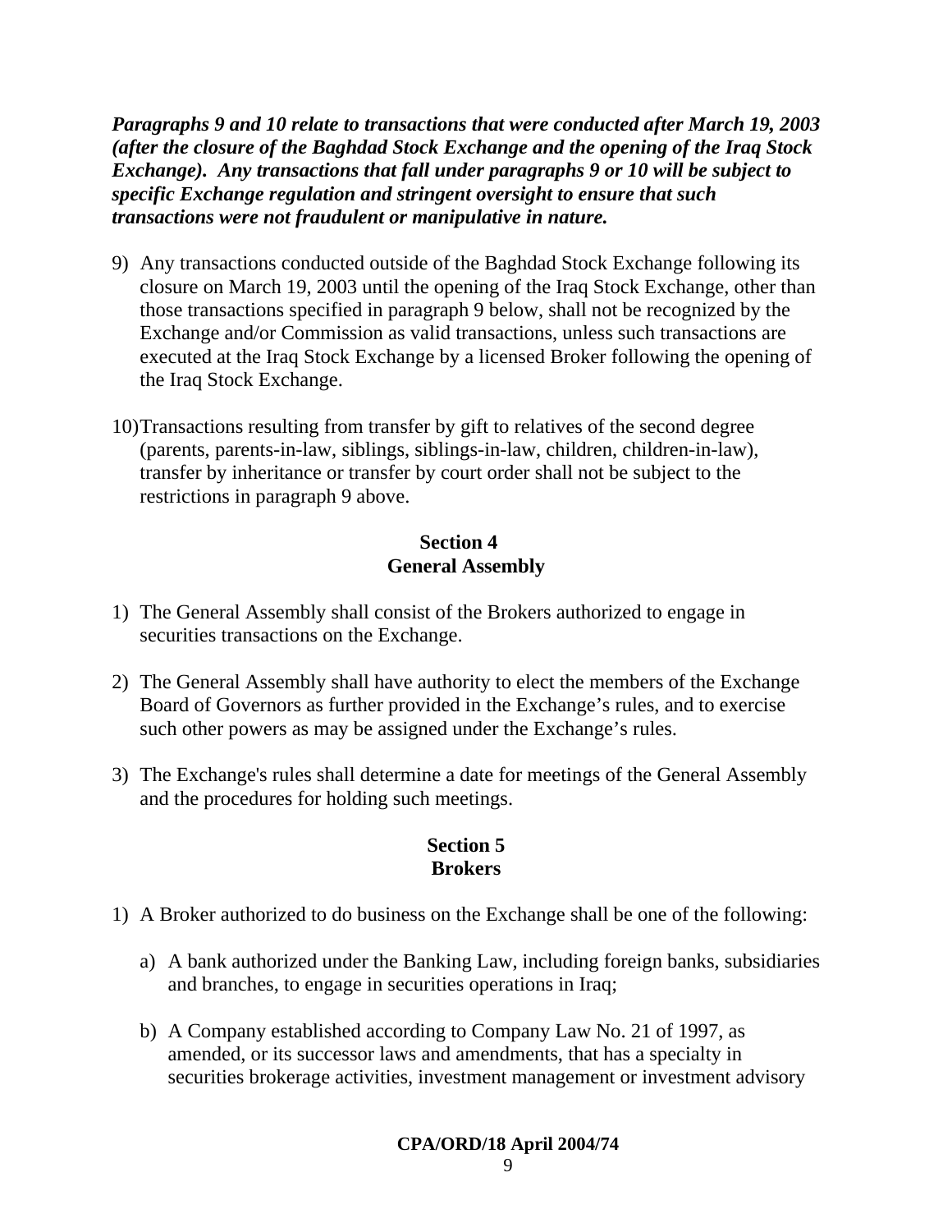***Paragraphs 9 and 10 relate to transactions that were conducted after March 19, 2003 (after the closure of the Baghdad Stock Exchange and the opening of the Iraq Stock Exchange). Any transactions that fall under paragraphs 9 or 10 will be subject to specific Exchange regulation and stringent oversight to ensure that such transactions were not fraudulent or manipulative in nature.***

9) Any transactions conducted outside of the Baghdad Stock Exchange following its closure on March 19, 2003 until the opening of the Iraq Stock Exchange, other than those transactions specified in paragraph 9 below, shall not be recognized by the Exchange and/or Commission as valid transactions, unless such transactions are executed at the Iraq Stock Exchange by a licensed Broker following the opening of the Iraq Stock Exchange.

10) Transactions resulting from transfer by gift to relatives of the second degree (parents, parents-in-law, siblings, siblings-in-law, children, children-in-law), transfer by inheritance or transfer by court order shall not be subject to the restrictions in paragraph 9 above.

## Section 4
## General Assembly

1) The General Assembly shall consist of the Brokers authorized to engage in securities transactions on the Exchange.

2) The General Assembly shall have authority to elect the members of the Exchange Board of Governors as further provided in the Exchange's rules, and to exercise such other powers as may be assigned under the Exchange's rules.

3) The Exchange's rules shall determine a date for meetings of the General Assembly and the procedures for holding such meetings.

## Section 5
## Brokers

1) A Broker authorized to do business on the Exchange shall be one of the following:

   a) A bank authorized under the Banking Law, including foreign banks, subsidiaries and branches, to engage in securities operations in Iraq;

   b) A Company established according to Company Law No. 21 of 1997, as amended, or its successor laws and amendments, that has a specialty in securities brokerage activities, investment management or investment advisory

**CPA/ORD/18 April 2004/74**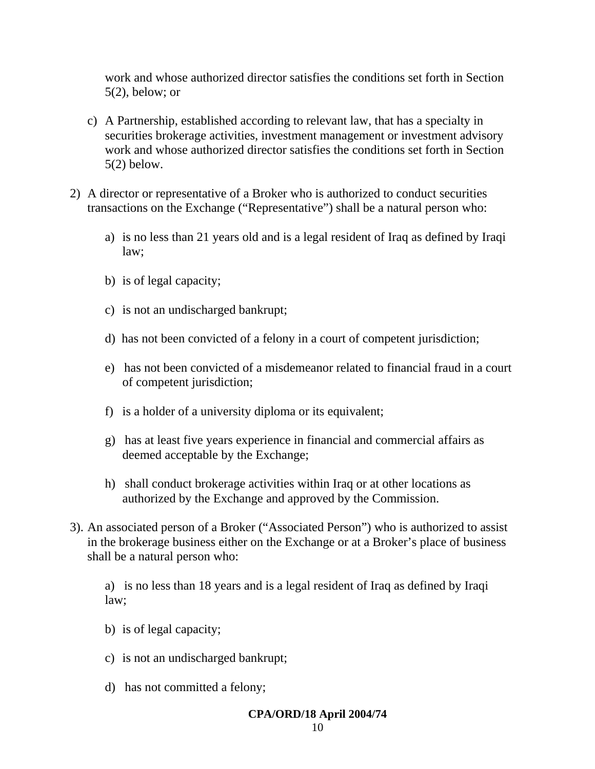work and whose authorized director satisfies the conditions set forth in Section 5(2), below; or

c) A Partnership, established according to relevant law, that has a specialty in securities brokerage activities, investment management or investment advisory work and whose authorized director satisfies the conditions set forth in Section 5(2) below.

2) A director or representative of a Broker who is authorized to conduct securities transactions on the Exchange ("Representative") shall be a natural person who:

   a) is no less than 21 years old and is a legal resident of Iraq as defined by Iraqi law;

   b) is of legal capacity;

   c) is not an undischarged bankrupt;

   d) has not been convicted of a felony in a court of competent jurisdiction;

   e) has not been convicted of a misdemeanor related to financial fraud in a court of competent jurisdiction;

   f) is a holder of a university diploma or its equivalent;

   g) has at least five years experience in financial and commercial affairs as deemed acceptable by the Exchange;

   h) shall conduct brokerage activities within Iraq or at other locations as authorized by the Exchange and approved by the Commission.

3). An associated person of a Broker ("Associated Person") who is authorized to assist in the brokerage business either on the Exchange or at a Broker's place of business shall be a natural person who:

   a) is no less than 18 years and is a legal resident of Iraq as defined by Iraqi law;

   b) is of legal capacity;

   c) is not an undischarged bankrupt;

   d) has not committed a felony;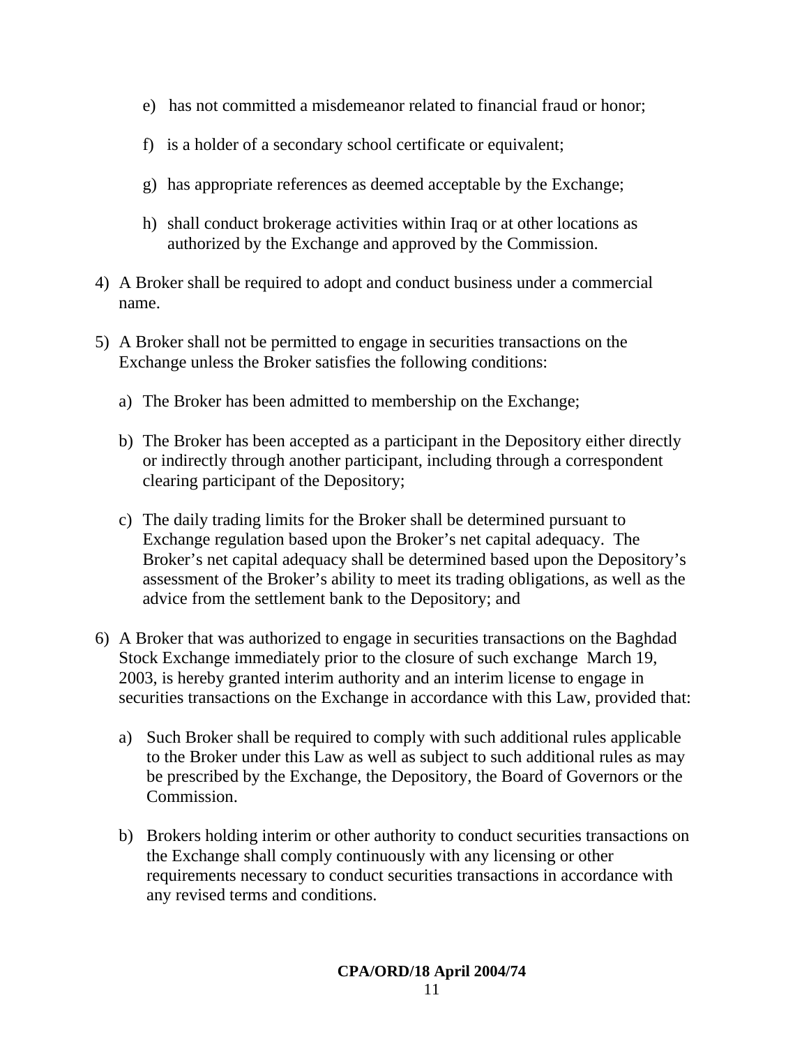e) has not committed a misdemeanor related to financial fraud or honor;

f) is a holder of a secondary school certificate or equivalent;

g) has appropriate references as deemed acceptable by the Exchange;

h) shall conduct brokerage activities within Iraq or at other locations as authorized by the Exchange and approved by the Commission.

4) A Broker shall be required to adopt and conduct business under a commercial name.

5) A Broker shall not be permitted to engage in securities transactions on the Exchange unless the Broker satisfies the following conditions:

   a) The Broker has been admitted to membership on the Exchange;

   b) The Broker has been accepted as a participant in the Depository either directly or indirectly through another participant, including through a correspondent clearing participant of the Depository;

   c) The daily trading limits for the Broker shall be determined pursuant to Exchange regulation based upon the Broker's net capital adequacy. The Broker's net capital adequacy shall be determined based upon the Depository's assessment of the Broker's ability to meet its trading obligations, as well as the advice from the settlement bank to the Depository; and

6) A Broker that was authorized to engage in securities transactions on the Baghdad Stock Exchange immediately prior to the closure of such exchange March 19, 2003, is hereby granted interim authority and an interim license to engage in securities transactions on the Exchange in accordance with this Law, provided that:

   a) Such Broker shall be required to comply with such additional rules applicable to the Broker under this Law as well as subject to such additional rules as may be prescribed by the Exchange, the Depository, the Board of Governors or the Commission.

   b) Brokers holding interim or other authority to conduct securities transactions on the Exchange shall comply continuously with any licensing or other requirements necessary to conduct securities transactions in accordance with any revised terms and conditions.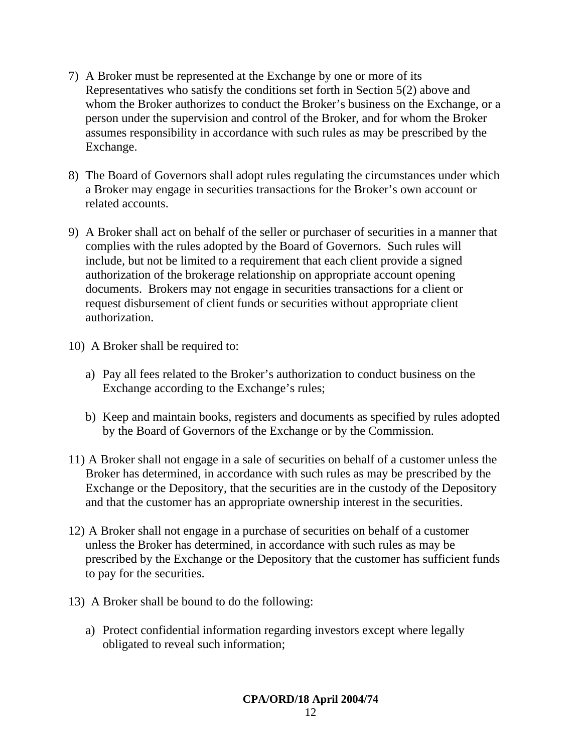7) A Broker must be represented at the Exchange by one or more of its Representatives who satisfy the conditions set forth in Section 5(2) above and whom the Broker authorizes to conduct the Broker's business on the Exchange, or a person under the supervision and control of the Broker, and for whom the Broker assumes responsibility in accordance with such rules as may be prescribed by the Exchange.

8) The Board of Governors shall adopt rules regulating the circumstances under which a Broker may engage in securities transactions for the Broker's own account or related accounts.

9) A Broker shall act on behalf of the seller or purchaser of securities in a manner that complies with the rules adopted by the Board of Governors. Such rules will include, but not be limited to a requirement that each client provide a signed authorization of the brokerage relationship on appropriate account opening documents. Brokers may not engage in securities transactions for a client or request disbursement of client funds or securities without appropriate client authorization.

10) A Broker shall be required to:

   a) Pay all fees related to the Broker's authorization to conduct business on the Exchange according to the Exchange's rules;

   b) Keep and maintain books, registers and documents as specified by rules adopted by the Board of Governors of the Exchange or by the Commission.

11) A Broker shall not engage in a sale of securities on behalf of a customer unless the Broker has determined, in accordance with such rules as may be prescribed by the Exchange or the Depository, that the securities are in the custody of the Depository and that the customer has an appropriate ownership interest in the securities.

12) A Broker shall not engage in a purchase of securities on behalf of a customer unless the Broker has determined, in accordance with such rules as may be prescribed by the Exchange or the Depository that the customer has sufficient funds to pay for the securities.

13) A Broker shall be bound to do the following:

   a) Protect confidential information regarding investors except where legally obligated to reveal such information;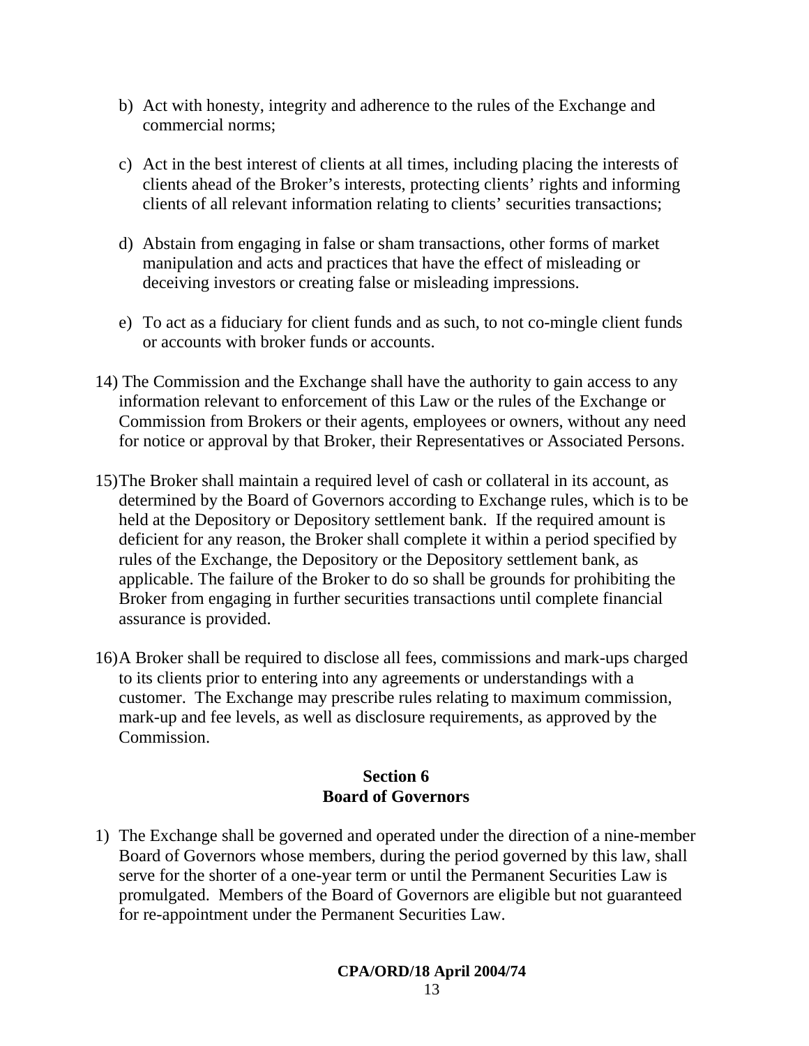b) Act with honesty, integrity and adherence to the rules of the Exchange and commercial norms;

c) Act in the best interest of clients at all times, including placing the interests of clients ahead of the Broker's interests, protecting clients' rights and informing clients of all relevant information relating to clients' securities transactions;

d) Abstain from engaging in false or sham transactions, other forms of market manipulation and acts and practices that have the effect of misleading or deceiving investors or creating false or misleading impressions.

e) To act as a fiduciary for client funds and as such, to not co-mingle client funds or accounts with broker funds or accounts.

14) The Commission and the Exchange shall have the authority to gain access to any information relevant to enforcement of this Law or the rules of the Exchange or Commission from Brokers or their agents, employees or owners, without any need for notice or approval by that Broker, their Representatives or Associated Persons.

15) The Broker shall maintain a required level of cash or collateral in its account, as determined by the Board of Governors according to Exchange rules, which is to be held at the Depository or Depository settlement bank. If the required amount is deficient for any reason, the Broker shall complete it within a period specified by rules of the Exchange, the Depository or the Depository settlement bank, as applicable. The failure of the Broker to do so shall be grounds for prohibiting the Broker from engaging in further securities transactions until complete financial assurance is provided.

16) A Broker shall be required to disclose all fees, commissions and mark-ups charged to its clients prior to entering into any agreements or understandings with a customer. The Exchange may prescribe rules relating to maximum commission, mark-up and fee levels, as well as disclosure requirements, as approved by the Commission.

## Section 6
## Board of Governors

1) The Exchange shall be governed and operated under the direction of a nine-member Board of Governors whose members, during the period governed by this law, shall serve for the shorter of a one-year term or until the Permanent Securities Law is promulgated. Members of the Board of Governors are eligible but not guaranteed for re-appointment under the Permanent Securities Law.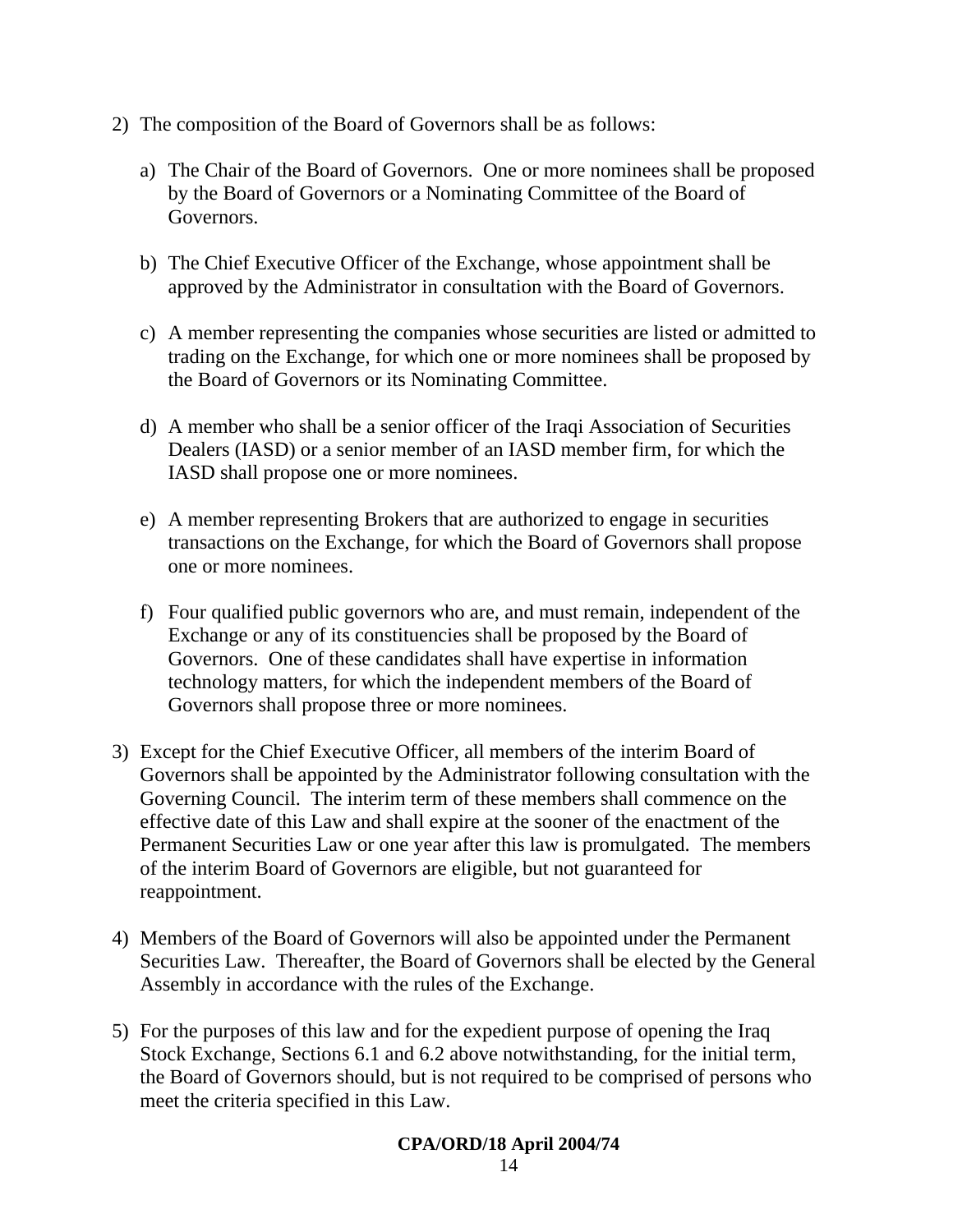2) The composition of the Board of Governors shall be as follows:

   a) The Chair of the Board of Governors. One or more nominees shall be proposed by the Board of Governors or a Nominating Committee of the Board of Governors.

   b) The Chief Executive Officer of the Exchange, whose appointment shall be approved by the Administrator in consultation with the Board of Governors.

   c) A member representing the companies whose securities are listed or admitted to trading on the Exchange, for which one or more nominees shall be proposed by the Board of Governors or its Nominating Committee.

   d) A member who shall be a senior officer of the Iraqi Association of Securities Dealers (IASD) or a senior member of an IASD member firm, for which the IASD shall propose one or more nominees.

   e) A member representing Brokers that are authorized to engage in securities transactions on the Exchange, for which the Board of Governors shall propose one or more nominees.

   f) Four qualified public governors who are, and must remain, independent of the Exchange or any of its constituencies shall be proposed by the Board of Governors. One of these candidates shall have expertise in information technology matters, for which the independent members of the Board of Governors shall propose three or more nominees.

3) Except for the Chief Executive Officer, all members of the interim Board of Governors shall be appointed by the Administrator following consultation with the Governing Council. The interim term of these members shall commence on the effective date of this Law and shall expire at the sooner of the enactment of the Permanent Securities Law or one year after this law is promulgated. The members of the interim Board of Governors are eligible, but not guaranteed for reappointment.

4) Members of the Board of Governors will also be appointed under the Permanent Securities Law. Thereafter, the Board of Governors shall be elected by the General Assembly in accordance with the rules of the Exchange.

5) For the purposes of this law and for the expedient purpose of opening the Iraq Stock Exchange, Sections 6.1 and 6.2 above notwithstanding, for the initial term, the Board of Governors should, but is not required to be comprised of persons who meet the criteria specified in this Law.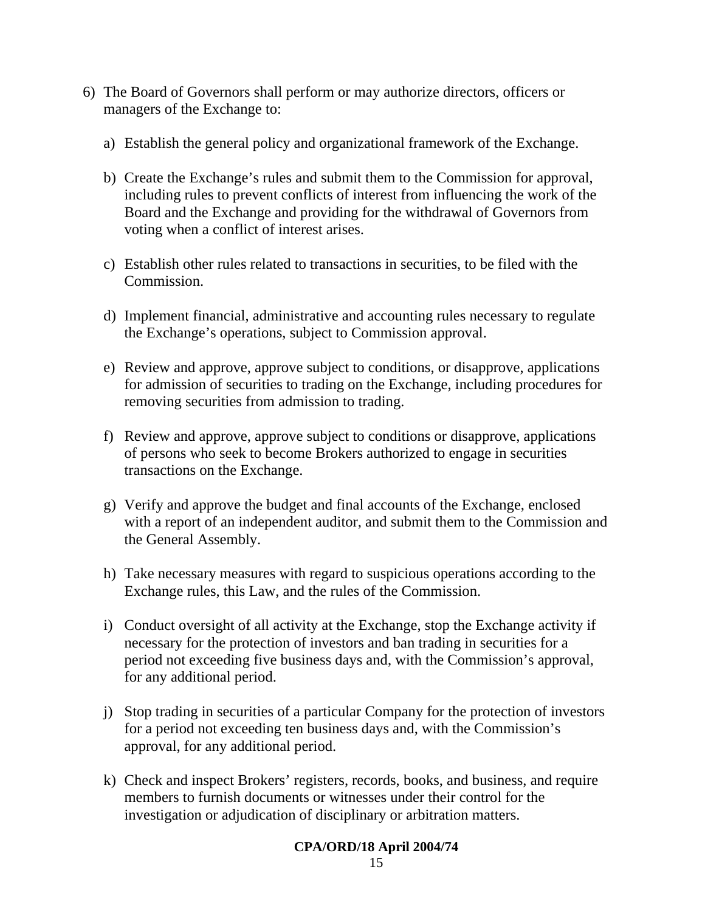6) The Board of Governors shall perform or may authorize directors, officers or managers of the Exchange to:

   a) Establish the general policy and organizational framework of the Exchange.

   b) Create the Exchange's rules and submit them to the Commission for approval, including rules to prevent conflicts of interest from influencing the work of the Board and the Exchange and providing for the withdrawal of Governors from voting when a conflict of interest arises.

   c) Establish other rules related to transactions in securities, to be filed with the Commission.

   d) Implement financial, administrative and accounting rules necessary to regulate the Exchange's operations, subject to Commission approval.

   e) Review and approve, approve subject to conditions, or disapprove, applications for admission of securities to trading on the Exchange, including procedures for removing securities from admission to trading.

   f) Review and approve, approve subject to conditions or disapprove, applications of persons who seek to become Brokers authorized to engage in securities transactions on the Exchange.

   g) Verify and approve the budget and final accounts of the Exchange, enclosed with a report of an independent auditor, and submit them to the Commission and the General Assembly.

   h) Take necessary measures with regard to suspicious operations according to the Exchange rules, this Law, and the rules of the Commission.

   i) Conduct oversight of all activity at the Exchange, stop the Exchange activity if necessary for the protection of investors and ban trading in securities for a period not exceeding five business days and, with the Commission's approval, for any additional period.

   j) Stop trading in securities of a particular Company for the protection of investors for a period not exceeding ten business days and, with the Commission's approval, for any additional period.

   k) Check and inspect Brokers' registers, records, books, and business, and require members to furnish documents or witnesses under their control for the investigation or adjudication of disciplinary or arbitration matters.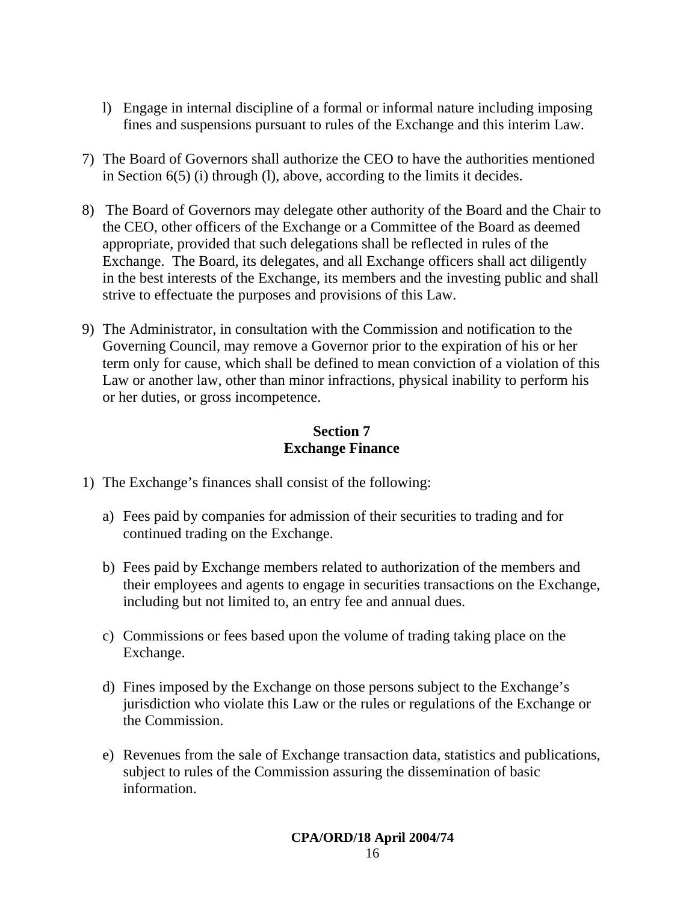l) Engage in internal discipline of a formal or informal nature including imposing fines and suspensions pursuant to rules of the Exchange and this interim Law.

7) The Board of Governors shall authorize the CEO to have the authorities mentioned in Section 6(5) (i) through (l), above, according to the limits it decides.

8) The Board of Governors may delegate other authority of the Board and the Chair to the CEO, other officers of the Exchange or a Committee of the Board as deemed appropriate, provided that such delegations shall be reflected in rules of the Exchange. The Board, its delegates, and all Exchange officers shall act diligently in the best interests of the Exchange, its members and the investing public and shall strive to effectuate the purposes and provisions of this Law.

9) The Administrator, in consultation with the Commission and notification to the Governing Council, may remove a Governor prior to the expiration of his or her term only for cause, which shall be defined to mean conviction of a violation of this Law or another law, other than minor infractions, physical inability to perform his or her duties, or gross incompetence.

## Section 7
## Exchange Finance

1) The Exchange's finances shall consist of the following:

   a) Fees paid by companies for admission of their securities to trading and for continued trading on the Exchange.

   b) Fees paid by Exchange members related to authorization of the members and their employees and agents to engage in securities transactions on the Exchange, including but not limited to, an entry fee and annual dues.

   c) Commissions or fees based upon the volume of trading taking place on the Exchange.

   d) Fines imposed by the Exchange on those persons subject to the Exchange's jurisdiction who violate this Law or the rules or regulations of the Exchange or the Commission.

   e) Revenues from the sale of Exchange transaction data, statistics and publications, subject to rules of the Commission assuring the dissemination of basic information.

**CPA/ORD/18 April 2004/74**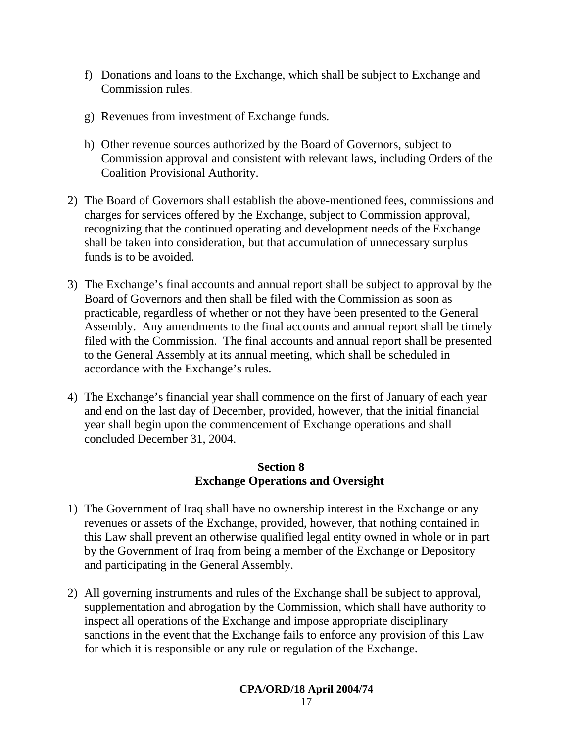f) Donations and loans to the Exchange, which shall be subject to Exchange and Commission rules.

g) Revenues from investment of Exchange funds.

h) Other revenue sources authorized by the Board of Governors, subject to Commission approval and consistent with relevant laws, including Orders of the Coalition Provisional Authority.

2) The Board of Governors shall establish the above-mentioned fees, commissions and charges for services offered by the Exchange, subject to Commission approval, recognizing that the continued operating and development needs of the Exchange shall be taken into consideration, but that accumulation of unnecessary surplus funds is to be avoided.

3) The Exchange's final accounts and annual report shall be subject to approval by the Board of Governors and then shall be filed with the Commission as soon as practicable, regardless of whether or not they have been presented to the General Assembly. Any amendments to the final accounts and annual report shall be timely filed with the Commission. The final accounts and annual report shall be presented to the General Assembly at its annual meeting, which shall be scheduled in accordance with the Exchange's rules.

4) The Exchange's financial year shall commence on the first of January of each year and end on the last day of December, provided, however, that the initial financial year shall begin upon the commencement of Exchange operations and shall concluded December 31, 2004.

## Section 8
## Exchange Operations and Oversight

1) The Government of Iraq shall have no ownership interest in the Exchange or any revenues or assets of the Exchange, provided, however, that nothing contained in this Law shall prevent an otherwise qualified legal entity owned in whole or in part by the Government of Iraq from being a member of the Exchange or Depository and participating in the General Assembly.

2) All governing instruments and rules of the Exchange shall be subject to approval, supplementation and abrogation by the Commission, which shall have authority to inspect all operations of the Exchange and impose appropriate disciplinary sanctions in the event that the Exchange fails to enforce any provision of this Law for which it is responsible or any rule or regulation of the Exchange.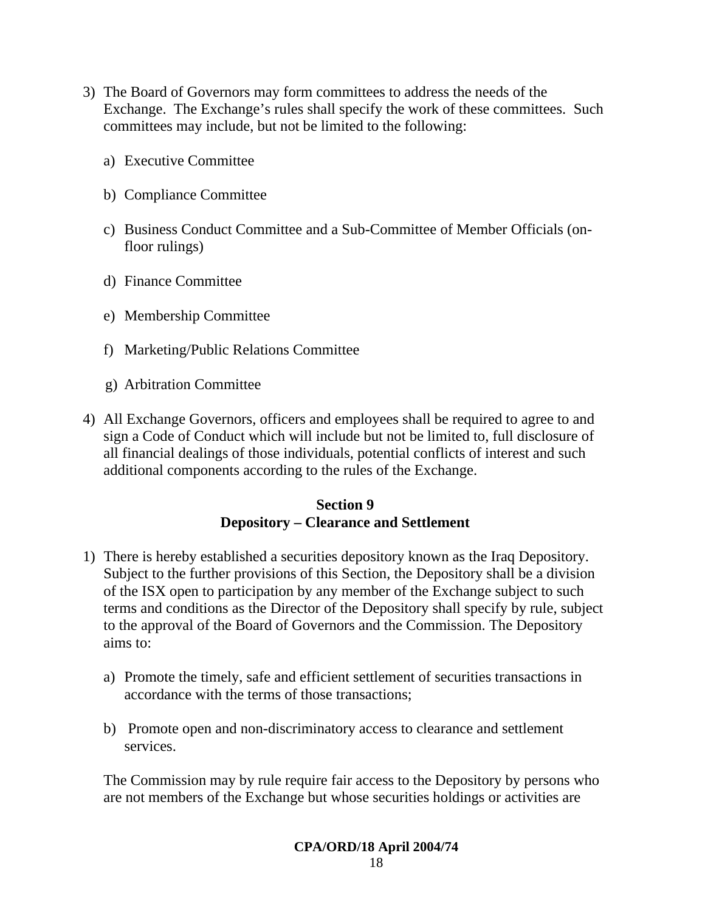3) The Board of Governors may form committees to address the needs of the Exchange. The Exchange's rules shall specify the work of these committees. Such committees may include, but not be limited to the following:

   a) Executive Committee

   b) Compliance Committee

   c) Business Conduct Committee and a Sub-Committee of Member Officials (on-floor rulings)

   d) Finance Committee

   e) Membership Committee

   f) Marketing/Public Relations Committee

   g) Arbitration Committee

4) All Exchange Governors, officers and employees shall be required to agree to and sign a Code of Conduct which will include but not be limited to, full disclosure of all financial dealings of those individuals, potential conflicts of interest and such additional components according to the rules of the Exchange.

**Section 9**
**Depository – Clearance and Settlement**

1) There is hereby established a securities depository known as the Iraq Depository. Subject to the further provisions of this Section, the Depository shall be a division of the ISX open to participation by any member of the Exchange subject to such terms and conditions as the Director of the Depository shall specify by rule, subject to the approval of the Board of Governors and the Commission. The Depository aims to:

   a) Promote the timely, safe and efficient settlement of securities transactions in accordance with the terms of those transactions;

   b) Promote open and non-discriminatory access to clearance and settlement services.

   The Commission may by rule require fair access to the Depository by persons who are not members of the Exchange but whose securities holdings or activities are

**CPA/ORD/18 April 2004/74**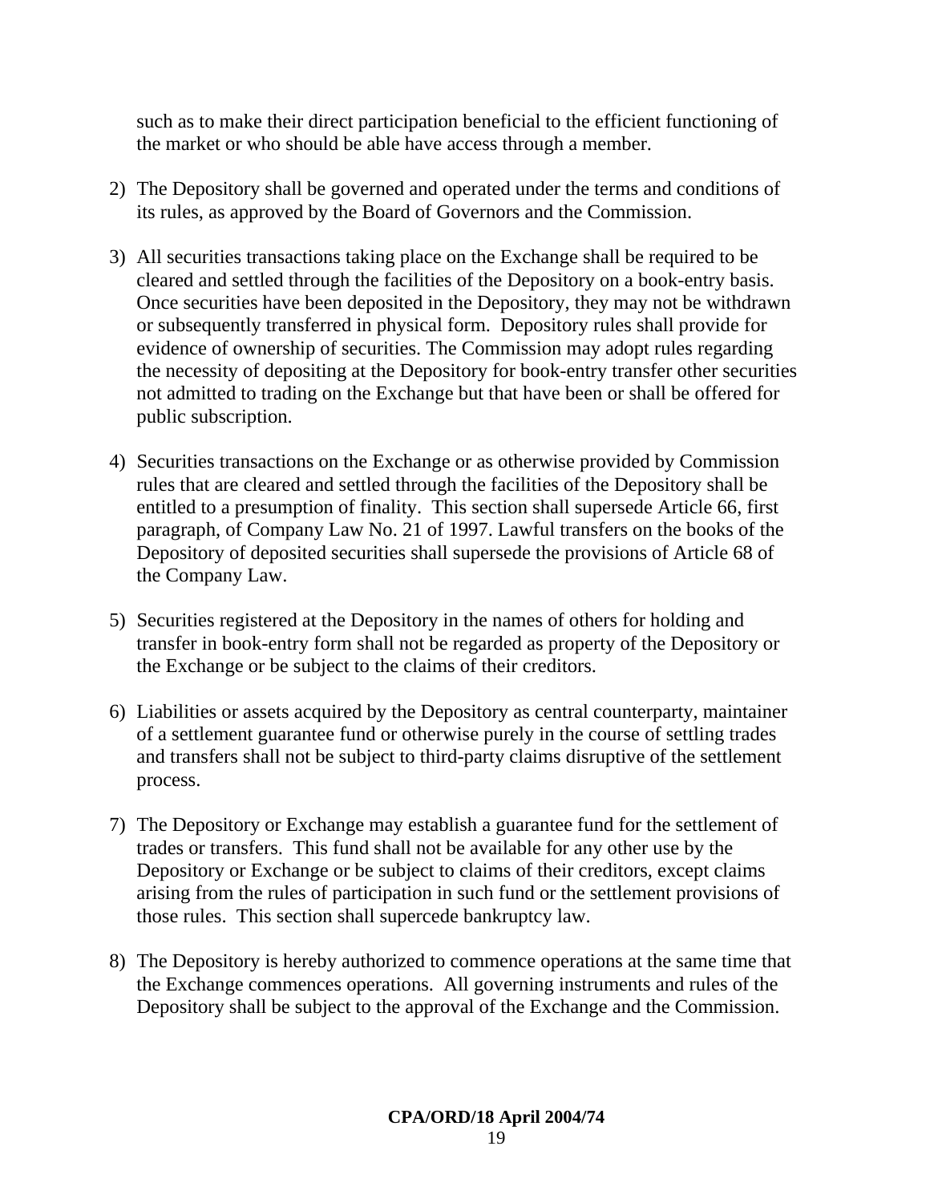such as to make their direct participation beneficial to the efficient functioning of the market or who should be able have access through a member.

2) The Depository shall be governed and operated under the terms and conditions of its rules, as approved by the Board of Governors and the Commission.

3) All securities transactions taking place on the Exchange shall be required to be cleared and settled through the facilities of the Depository on a book-entry basis. Once securities have been deposited in the Depository, they may not be withdrawn or subsequently transferred in physical form. Depository rules shall provide for evidence of ownership of securities. The Commission may adopt rules regarding the necessity of depositing at the Depository for book-entry transfer other securities not admitted to trading on the Exchange but that have been or shall be offered for public subscription.

4) Securities transactions on the Exchange or as otherwise provided by Commission rules that are cleared and settled through the facilities of the Depository shall be entitled to a presumption of finality. This section shall supersede Article 66, first paragraph, of Company Law No. 21 of 1997. Lawful transfers on the books of the Depository of deposited securities shall supersede the provisions of Article 68 of the Company Law.

5) Securities registered at the Depository in the names of others for holding and transfer in book-entry form shall not be regarded as property of the Depository or the Exchange or be subject to the claims of their creditors.

6) Liabilities or assets acquired by the Depository as central counterparty, maintainer of a settlement guarantee fund or otherwise purely in the course of settling trades and transfers shall not be subject to third-party claims disruptive of the settlement process.

7) The Depository or Exchange may establish a guarantee fund for the settlement of trades or transfers. This fund shall not be available for any other use by the Depository or Exchange or be subject to claims of their creditors, except claims arising from the rules of participation in such fund or the settlement provisions of those rules. This section shall supercede bankruptcy law.

8) The Depository is hereby authorized to commence operations at the same time that the Exchange commences operations. All governing instruments and rules of the Depository shall be subject to the approval of the Exchange and the Commission.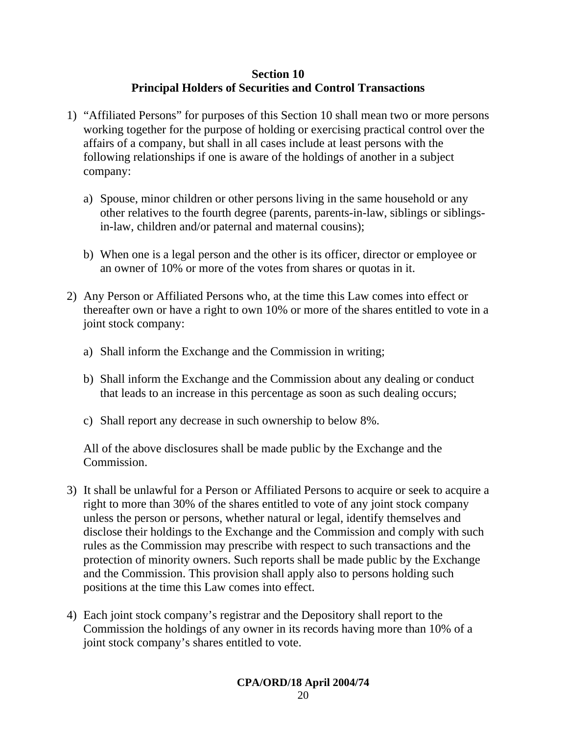## Section 10
## Principal Holders of Securities and Control Transactions

1) "Affiliated Persons" for purposes of this Section 10 shall mean two or more persons working together for the purpose of holding or exercising practical control over the affairs of a company, but shall in all cases include at least persons with the following relationships if one is aware of the holdings of another in a subject company:

   a) Spouse, minor children or other persons living in the same household or any other relatives to the fourth degree (parents, parents-in-law, siblings or siblings-in-law, children and/or paternal and maternal cousins);

   b) When one is a legal person and the other is its officer, director or employee or an owner of 10% or more of the votes from shares or quotas in it.

2) Any Person or Affiliated Persons who, at the time this Law comes into effect or thereafter own or have a right to own 10% or more of the shares entitled to vote in a joint stock company:

   a) Shall inform the Exchange and the Commission in writing;

   b) Shall inform the Exchange and the Commission about any dealing or conduct that leads to an increase in this percentage as soon as such dealing occurs;

   c) Shall report any decrease in such ownership to below 8%.

   All of the above disclosures shall be made public by the Exchange and the Commission.

3) It shall be unlawful for a Person or Affiliated Persons to acquire or seek to acquire a right to more than 30% of the shares entitled to vote of any joint stock company unless the person or persons, whether natural or legal, identify themselves and disclose their holdings to the Exchange and the Commission and comply with such rules as the Commission may prescribe with respect to such transactions and the protection of minority owners. Such reports shall be made public by the Exchange and the Commission. This provision shall apply also to persons holding such positions at the time this Law comes into effect.

4) Each joint stock company's registrar and the Depository shall report to the Commission the holdings of any owner in its records having more than 10% of a joint stock company's shares entitled to vote.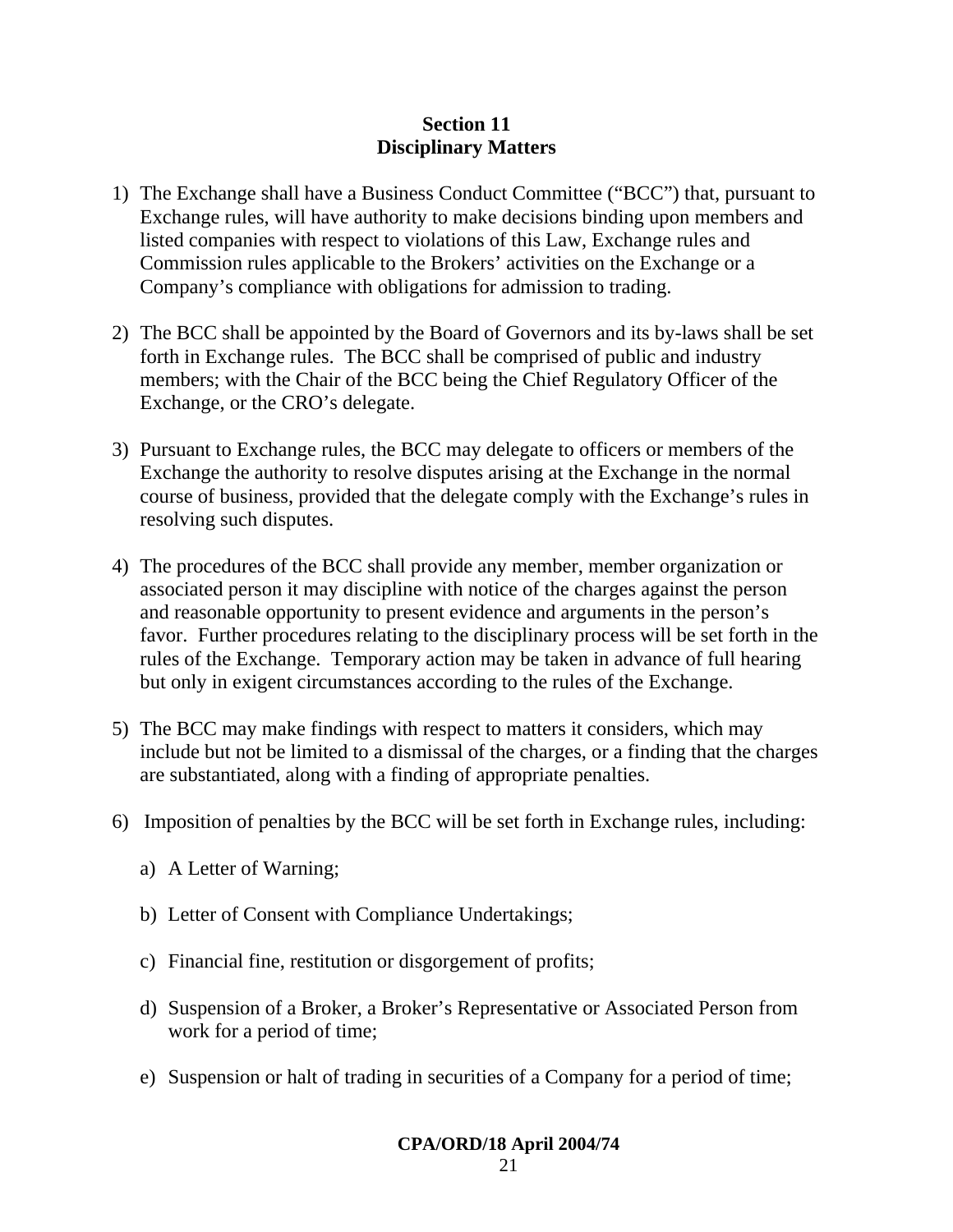## Section 11
## Disciplinary Matters

1) The Exchange shall have a Business Conduct Committee ("BCC") that, pursuant to Exchange rules, will have authority to make decisions binding upon members and listed companies with respect to violations of this Law, Exchange rules and Commission rules applicable to the Brokers' activities on the Exchange or a Company's compliance with obligations for admission to trading.

2) The BCC shall be appointed by the Board of Governors and its by-laws shall be set forth in Exchange rules. The BCC shall be comprised of public and industry members; with the Chair of the BCC being the Chief Regulatory Officer of the Exchange, or the CRO's delegate.

3) Pursuant to Exchange rules, the BCC may delegate to officers or members of the Exchange the authority to resolve disputes arising at the Exchange in the normal course of business, provided that the delegate comply with the Exchange's rules in resolving such disputes.

4) The procedures of the BCC shall provide any member, member organization or associated person it may discipline with notice of the charges against the person and reasonable opportunity to present evidence and arguments in the person's favor. Further procedures relating to the disciplinary process will be set forth in the rules of the Exchange. Temporary action may be taken in advance of full hearing but only in exigent circumstances according to the rules of the Exchange.

5) The BCC may make findings with respect to matters it considers, which may include but not be limited to a dismissal of the charges, or a finding that the charges are substantiated, along with a finding of appropriate penalties.

6) Imposition of penalties by the BCC will be set forth in Exchange rules, including:

   a) A Letter of Warning;

   b) Letter of Consent with Compliance Undertakings;

   c) Financial fine, restitution or disgorgement of profits;

   d) Suspension of a Broker, a Broker's Representative or Associated Person from work for a period of time;

   e) Suspension or halt of trading in securities of a Company for a period of time;

**CPA/ORD/18 April 2004/74**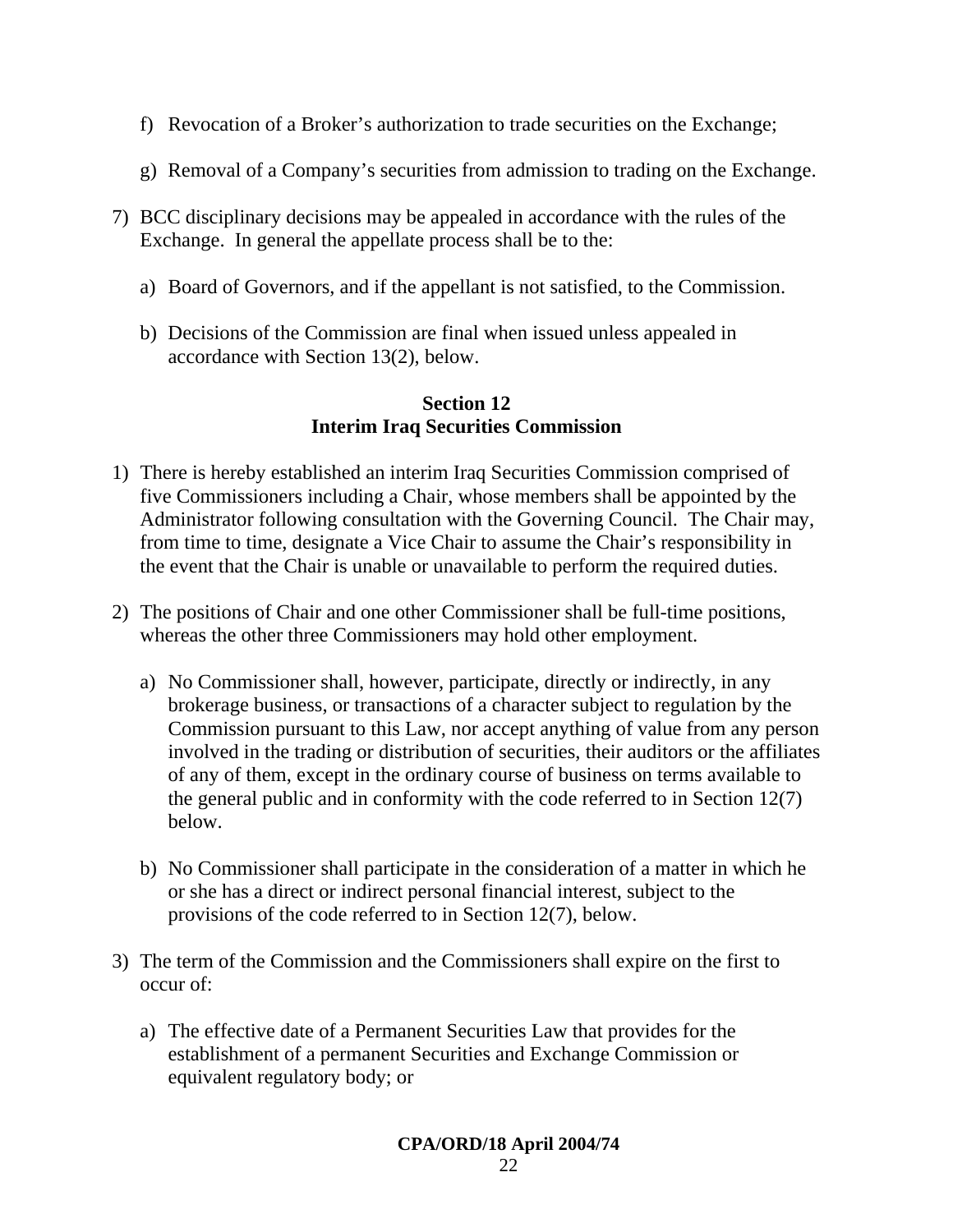f) Revocation of a Broker's authorization to trade securities on the Exchange;

g) Removal of a Company's securities from admission to trading on the Exchange.

7) BCC disciplinary decisions may be appealed in accordance with the rules of the Exchange. In general the appellate process shall be to the:

   a) Board of Governors, and if the appellant is not satisfied, to the Commission.

   b) Decisions of the Commission are final when issued unless appealed in accordance with Section 13(2), below.

## Section 12
## Interim Iraq Securities Commission

1) There is hereby established an interim Iraq Securities Commission comprised of five Commissioners including a Chair, whose members shall be appointed by the Administrator following consultation with the Governing Council. The Chair may, from time to time, designate a Vice Chair to assume the Chair's responsibility in the event that the Chair is unable or unavailable to perform the required duties.

2) The positions of Chair and one other Commissioner shall be full-time positions, whereas the other three Commissioners may hold other employment.

   a) No Commissioner shall, however, participate, directly or indirectly, in any brokerage business, or transactions of a character subject to regulation by the Commission pursuant to this Law, nor accept anything of value from any person involved in the trading or distribution of securities, their auditors or the affiliates of any of them, except in the ordinary course of business on terms available to the general public and in conformity with the code referred to in Section 12(7) below.

   b) No Commissioner shall participate in the consideration of a matter in which he or she has a direct or indirect personal financial interest, subject to the provisions of the code referred to in Section 12(7), below.

3) The term of the Commission and the Commissioners shall expire on the first to occur of:

   a) The effective date of a Permanent Securities Law that provides for the establishment of a permanent Securities and Exchange Commission or equivalent regulatory body; or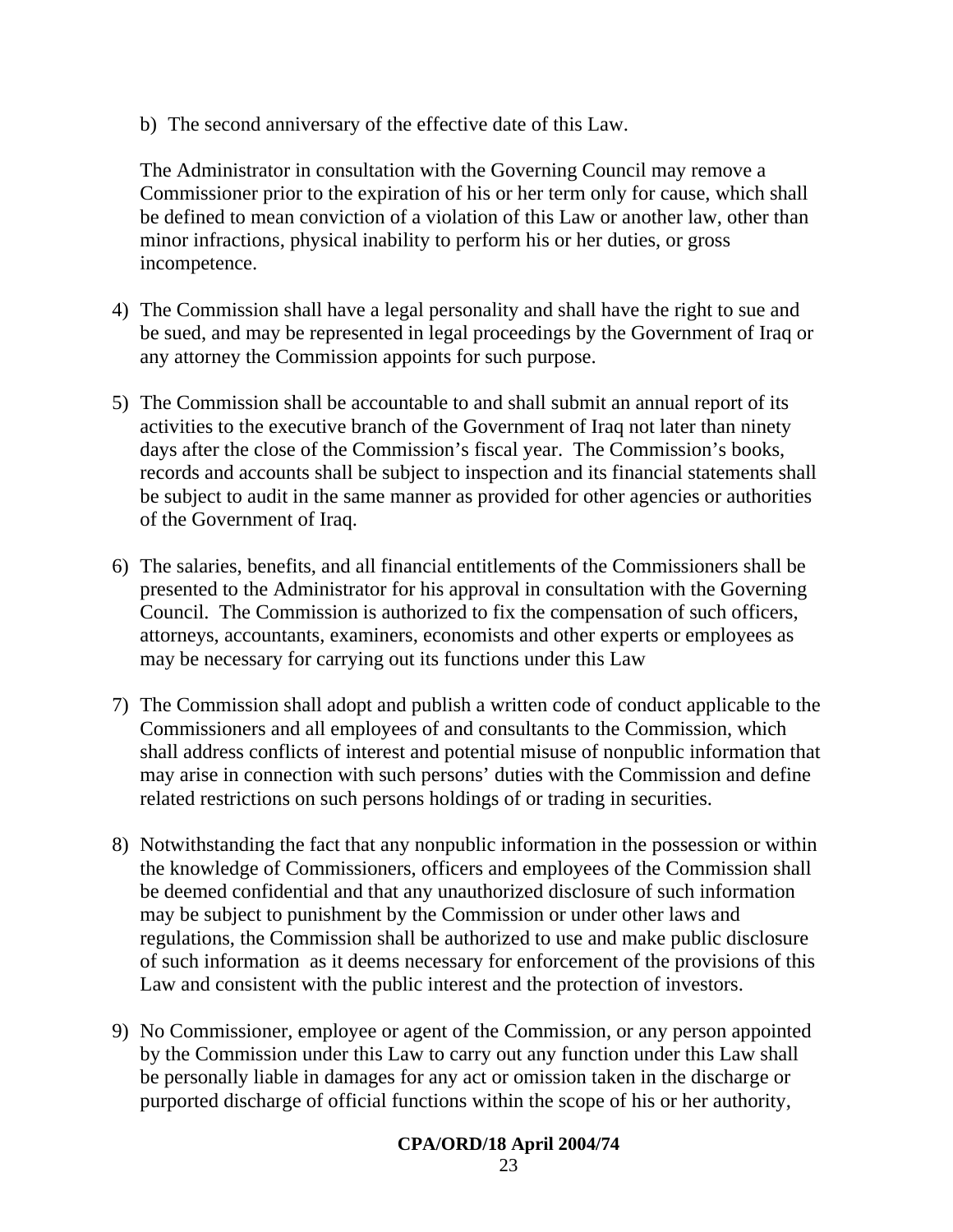b) The second anniversary of the effective date of this Law.

The Administrator in consultation with the Governing Council may remove a Commissioner prior to the expiration of his or her term only for cause, which shall be defined to mean conviction of a violation of this Law or another law, other than minor infractions, physical inability to perform his or her duties, or gross incompetence.

4) The Commission shall have a legal personality and shall have the right to sue and be sued, and may be represented in legal proceedings by the Government of Iraq or any attorney the Commission appoints for such purpose.

5) The Commission shall be accountable to and shall submit an annual report of its activities to the executive branch of the Government of Iraq not later than ninety days after the close of the Commission's fiscal year. The Commission's books, records and accounts shall be subject to inspection and its financial statements shall be subject to audit in the same manner as provided for other agencies or authorities of the Government of Iraq.

6) The salaries, benefits, and all financial entitlements of the Commissioners shall be presented to the Administrator for his approval in consultation with the Governing Council. The Commission is authorized to fix the compensation of such officers, attorneys, accountants, examiners, economists and other experts or employees as may be necessary for carrying out its functions under this Law

7) The Commission shall adopt and publish a written code of conduct applicable to the Commissioners and all employees of and consultants to the Commission, which shall address conflicts of interest and potential misuse of nonpublic information that may arise in connection with such persons' duties with the Commission and define related restrictions on such persons holdings of or trading in securities.

8) Notwithstanding the fact that any nonpublic information in the possession or within the knowledge of Commissioners, officers and employees of the Commission shall be deemed confidential and that any unauthorized disclosure of such information may be subject to punishment by the Commission or under other laws and regulations, the Commission shall be authorized to use and make public disclosure of such information as it deems necessary for enforcement of the provisions of this Law and consistent with the public interest and the protection of investors.

9) No Commissioner, employee or agent of the Commission, or any person appointed by the Commission under this Law to carry out any function under this Law shall be personally liable in damages for any act or omission taken in the discharge or purported discharge of official functions within the scope of his or her authority,

**CPA/ORD/18 April 2004/74**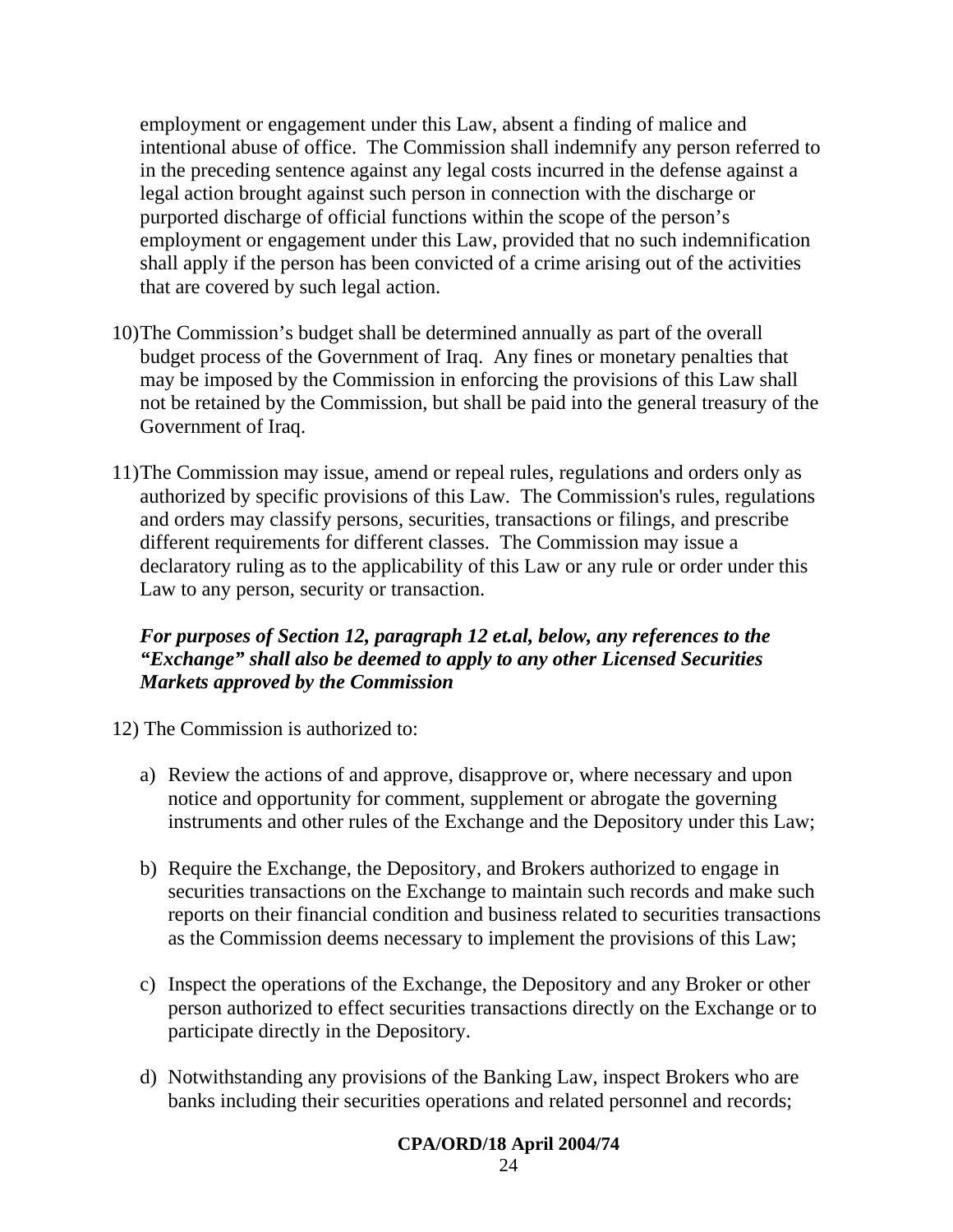employment or engagement under this Law, absent a finding of malice and intentional abuse of office. The Commission shall indemnify any person referred to in the preceding sentence against any legal costs incurred in the defense against a legal action brought against such person in connection with the discharge or purported discharge of official functions within the scope of the person's employment or engagement under this Law, provided that no such indemnification shall apply if the person has been convicted of a crime arising out of the activities that are covered by such legal action.

10) The Commission's budget shall be determined annually as part of the overall budget process of the Government of Iraq. Any fines or monetary penalties that may be imposed by the Commission in enforcing the provisions of this Law shall not be retained by the Commission, but shall be paid into the general treasury of the Government of Iraq.

11) The Commission may issue, amend or repeal rules, regulations and orders only as authorized by specific provisions of this Law. The Commission's rules, regulations and orders may classify persons, securities, transactions or filings, and prescribe different requirements for different classes. The Commission may issue a declaratory ruling as to the applicability of this Law or any rule or order under this Law to any person, security or transaction.

***For purposes of Section 12, paragraph 12 et.al, below, any references to the "Exchange" shall also be deemed to apply to any other Licensed Securities Markets approved by the Commission***

12) The Commission is authorized to:

a) Review the actions of and approve, disapprove or, where necessary and upon notice and opportunity for comment, supplement or abrogate the governing instruments and other rules of the Exchange and the Depository under this Law;

b) Require the Exchange, the Depository, and Brokers authorized to engage in securities transactions on the Exchange to maintain such records and make such reports on their financial condition and business related to securities transactions as the Commission deems necessary to implement the provisions of this Law;

c) Inspect the operations of the Exchange, the Depository and any Broker or other person authorized to effect securities transactions directly on the Exchange or to participate directly in the Depository.

d) Notwithstanding any provisions of the Banking Law, inspect Brokers who are banks including their securities operations and related personnel and records;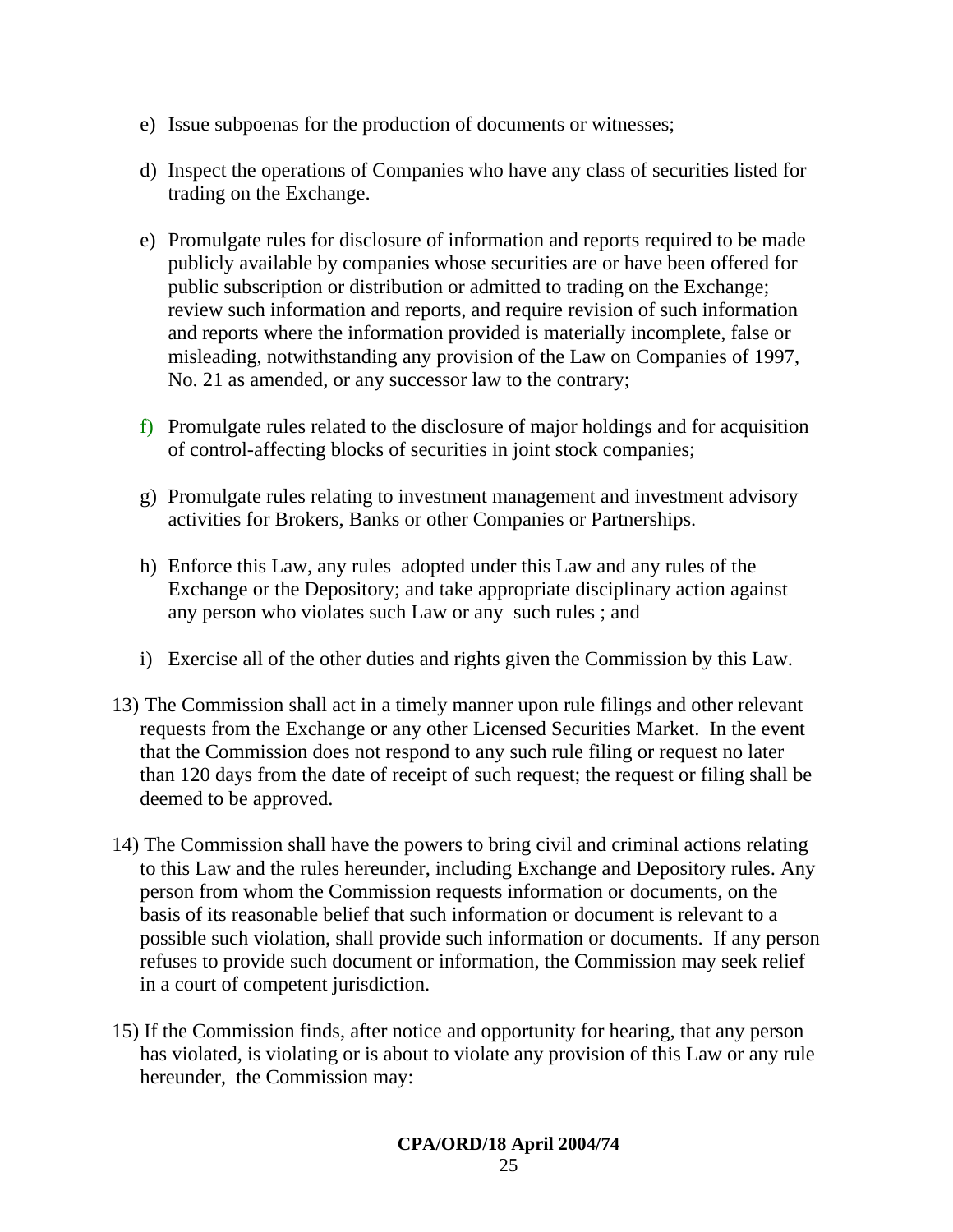e) Issue subpoenas for the production of documents or witnesses;

d) Inspect the operations of Companies who have any class of securities listed for trading on the Exchange.

e) Promulgate rules for disclosure of information and reports required to be made publicly available by companies whose securities are or have been offered for public subscription or distribution or admitted to trading on the Exchange; review such information and reports, and require revision of such information and reports where the information provided is materially incomplete, false or misleading, notwithstanding any provision of the Law on Companies of 1997, No. 21 as amended, or any successor law to the contrary;

f) Promulgate rules related to the disclosure of major holdings and for acquisition of control-affecting blocks of securities in joint stock companies;

g) Promulgate rules relating to investment management and investment advisory activities for Brokers, Banks or other Companies or Partnerships.

h) Enforce this Law, any rules adopted under this Law and any rules of the Exchange or the Depository; and take appropriate disciplinary action against any person who violates such Law or any such rules ; and

i) Exercise all of the other duties and rights given the Commission by this Law.

13) The Commission shall act in a timely manner upon rule filings and other relevant requests from the Exchange or any other Licensed Securities Market. In the event that the Commission does not respond to any such rule filing or request no later than 120 days from the date of receipt of such request; the request or filing shall be deemed to be approved.

14) The Commission shall have the powers to bring civil and criminal actions relating to this Law and the rules hereunder, including Exchange and Depository rules. Any person from whom the Commission requests information or documents, on the basis of its reasonable belief that such information or document is relevant to a possible such violation, shall provide such information or documents. If any person refuses to provide such document or information, the Commission may seek relief in a court of competent jurisdiction.

15) If the Commission finds, after notice and opportunity for hearing, that any person has violated, is violating or is about to violate any provision of this Law or any rule hereunder, the Commission may:

**CPA/ORD/18 April 2004/74**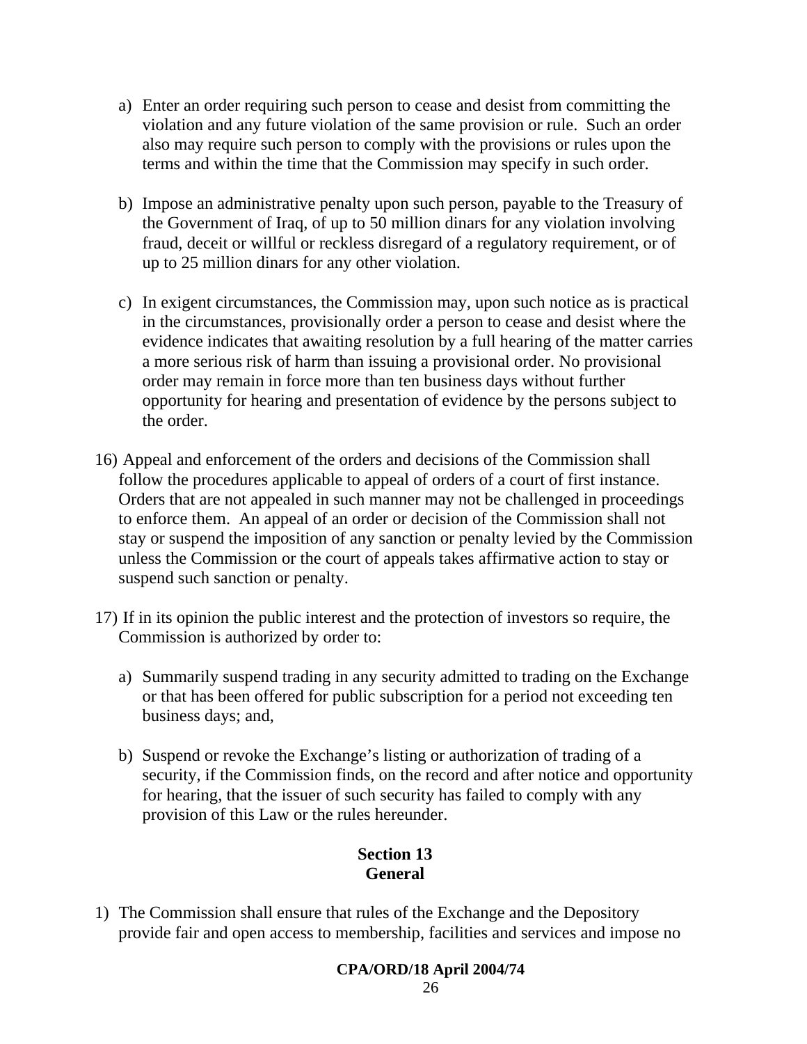a) Enter an order requiring such person to cease and desist from committing the violation and any future violation of the same provision or rule. Such an order also may require such person to comply with the provisions or rules upon the terms and within the time that the Commission may specify in such order.

b) Impose an administrative penalty upon such person, payable to the Treasury of the Government of Iraq, of up to 50 million dinars for any violation involving fraud, deceit or willful or reckless disregard of a regulatory requirement, or of up to 25 million dinars for any other violation.

c) In exigent circumstances, the Commission may, upon such notice as is practical in the circumstances, provisionally order a person to cease and desist where the evidence indicates that awaiting resolution by a full hearing of the matter carries a more serious risk of harm than issuing a provisional order. No provisional order may remain in force more than ten business days without further opportunity for hearing and presentation of evidence by the persons subject to the order.

16) Appeal and enforcement of the orders and decisions of the Commission shall follow the procedures applicable to appeal of orders of a court of first instance. Orders that are not appealed in such manner may not be challenged in proceedings to enforce them. An appeal of an order or decision of the Commission shall not stay or suspend the imposition of any sanction or penalty levied by the Commission unless the Commission or the court of appeals takes affirmative action to stay or suspend such sanction or penalty.

17) If in its opinion the public interest and the protection of investors so require, the Commission is authorized by order to:

a) Summarily suspend trading in any security admitted to trading on the Exchange or that has been offered for public subscription for a period not exceeding ten business days; and,

b) Suspend or revoke the Exchange's listing or authorization of trading of a security, if the Commission finds, on the record and after notice and opportunity for hearing, that the issuer of such security has failed to comply with any provision of this Law or the rules hereunder.

## Section 13
## General

1) The Commission shall ensure that rules of the Exchange and the Depository provide fair and open access to membership, facilities and services and impose no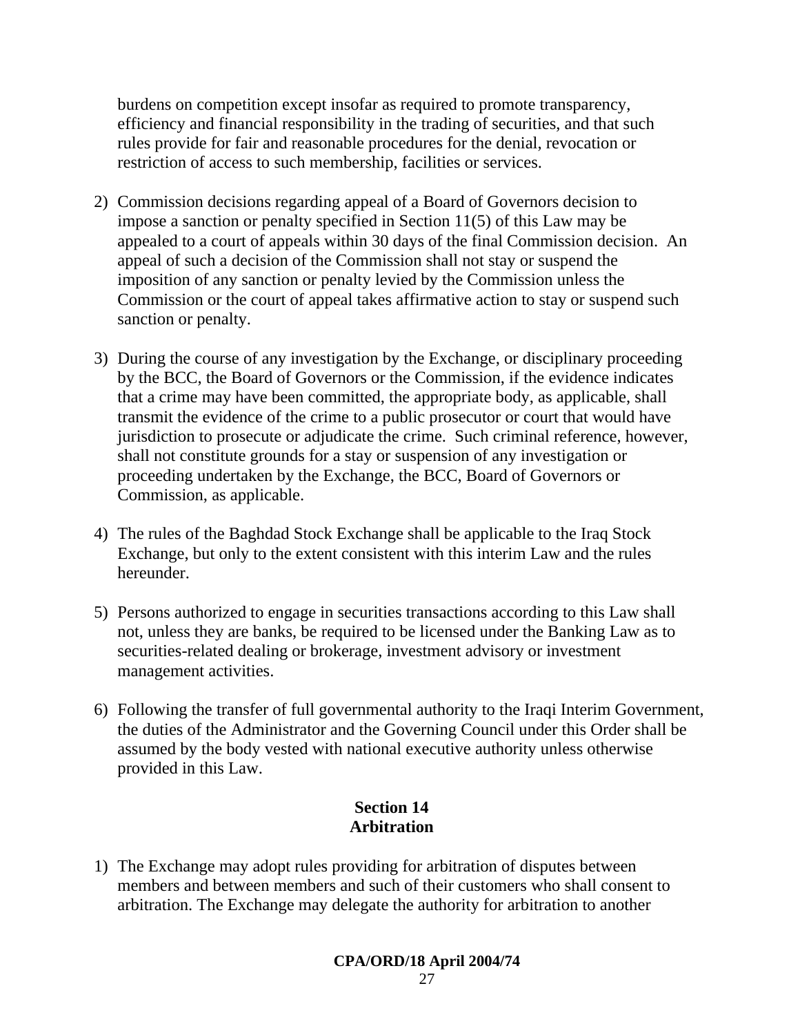burdens on competition except insofar as required to promote transparency, efficiency and financial responsibility in the trading of securities, and that such rules provide for fair and reasonable procedures for the denial, revocation or restriction of access to such membership, facilities or services.

2) Commission decisions regarding appeal of a Board of Governors decision to impose a sanction or penalty specified in Section 11(5) of this Law may be appealed to a court of appeals within 30 days of the final Commission decision. An appeal of such a decision of the Commission shall not stay or suspend the imposition of any sanction or penalty levied by the Commission unless the Commission or the court of appeal takes affirmative action to stay or suspend such sanction or penalty.

3) During the course of any investigation by the Exchange, or disciplinary proceeding by the BCC, the Board of Governors or the Commission, if the evidence indicates that a crime may have been committed, the appropriate body, as applicable, shall transmit the evidence of the crime to a public prosecutor or court that would have jurisdiction to prosecute or adjudicate the crime. Such criminal reference, however, shall not constitute grounds for a stay or suspension of any investigation or proceeding undertaken by the Exchange, the BCC, Board of Governors or Commission, as applicable.

4) The rules of the Baghdad Stock Exchange shall be applicable to the Iraq Stock Exchange, but only to the extent consistent with this interim Law and the rules hereunder.

5) Persons authorized to engage in securities transactions according to this Law shall not, unless they are banks, be required to be licensed under the Banking Law as to securities-related dealing or brokerage, investment advisory or investment management activities.

6) Following the transfer of full governmental authority to the Iraqi Interim Government, the duties of the Administrator and the Governing Council under this Order shall be assumed by the body vested with national executive authority unless otherwise provided in this Law.

## Section 14
## Arbitration

1) The Exchange may adopt rules providing for arbitration of disputes between members and between members and such of their customers who shall consent to arbitration. The Exchange may delegate the authority for arbitration to another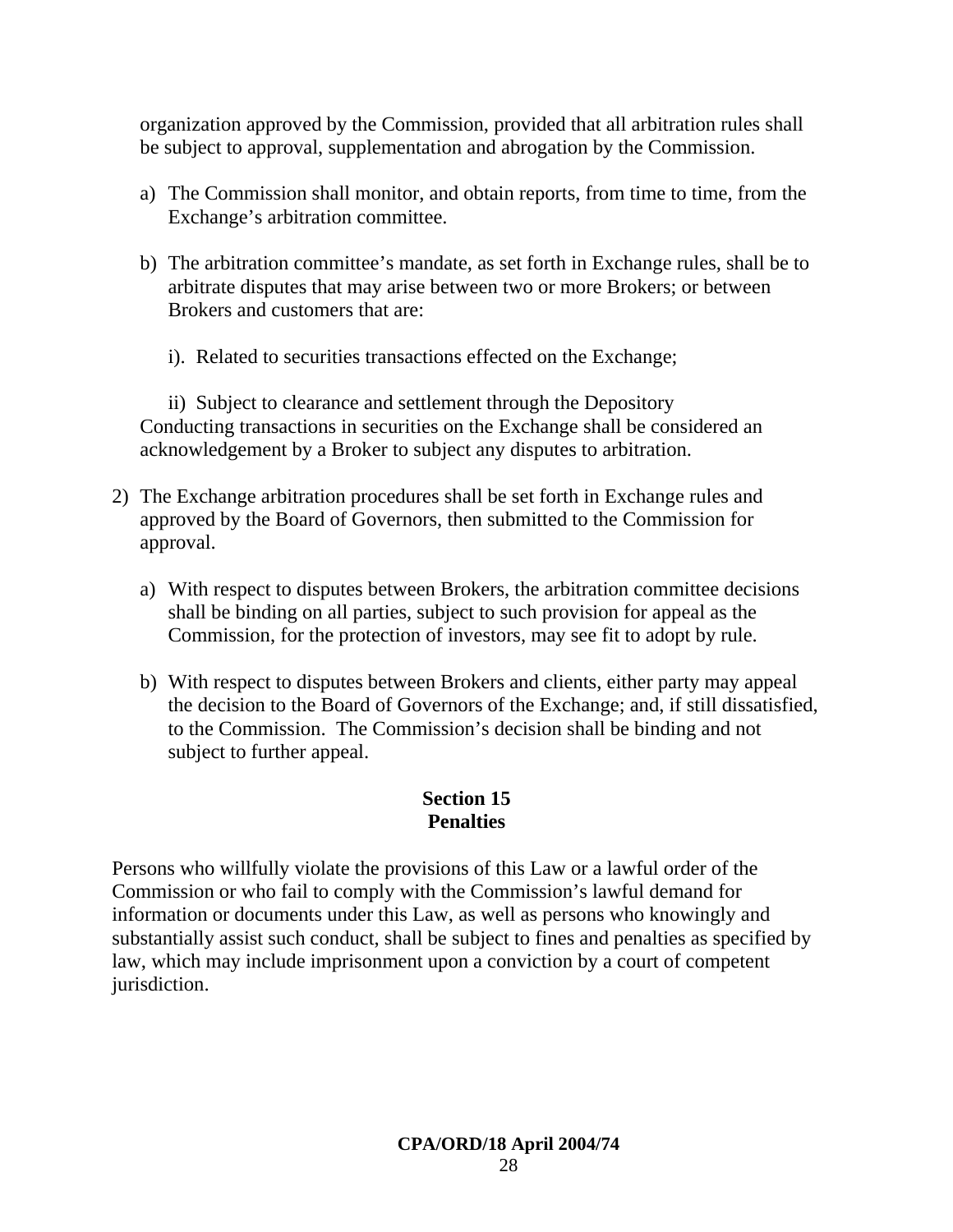organization approved by the Commission, provided that all arbitration rules shall be subject to approval, supplementation and abrogation by the Commission.

a) The Commission shall monitor, and obtain reports, from time to time, from the Exchange's arbitration committee.

b) The arbitration committee's mandate, as set forth in Exchange rules, shall be to arbitrate disputes that may arise between two or more Brokers; or between Brokers and customers that are:

   i). Related to securities transactions effected on the Exchange;

   ii) Subject to clearance and settlement through the Depository

Conducting transactions in securities on the Exchange shall be considered an acknowledgement by a Broker to subject any disputes to arbitration.

2) The Exchange arbitration procedures shall be set forth in Exchange rules and approved by the Board of Governors, then submitted to the Commission for approval.

   a) With respect to disputes between Brokers, the arbitration committee decisions shall be binding on all parties, subject to such provision for appeal as the Commission, for the protection of investors, may see fit to adopt by rule.

   b) With respect to disputes between Brokers and clients, either party may appeal the decision to the Board of Governors of the Exchange; and, if still dissatisfied, to the Commission. The Commission's decision shall be binding and not subject to further appeal.

## Section 15
## Penalties

Persons who willfully violate the provisions of this Law or a lawful order of the Commission or who fail to comply with the Commission's lawful demand for information or documents under this Law, as well as persons who knowingly and substantially assist such conduct, shall be subject to fines and penalties as specified by law, which may include imprisonment upon a conviction by a court of competent jurisdiction.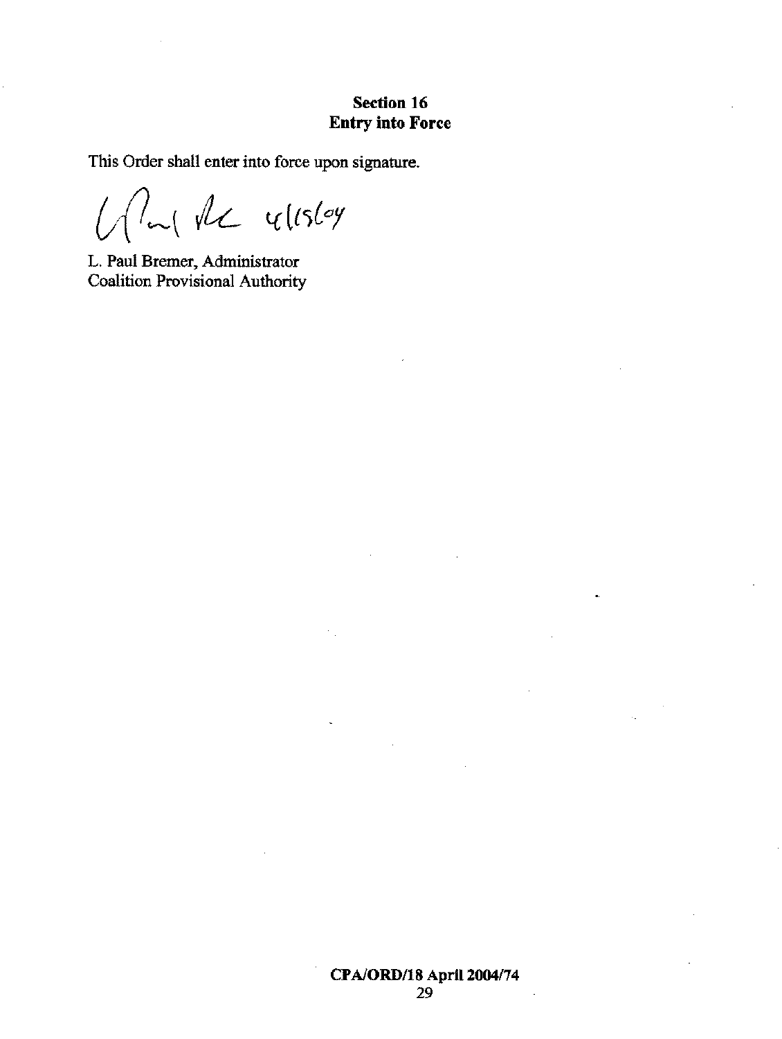## Section 16
## Entry into Force

This Order shall enter into force upon signature.

L. Paul Bremer, Administrator
Coalition Provisional Authority

CPA/ORD/18 April 2004/74